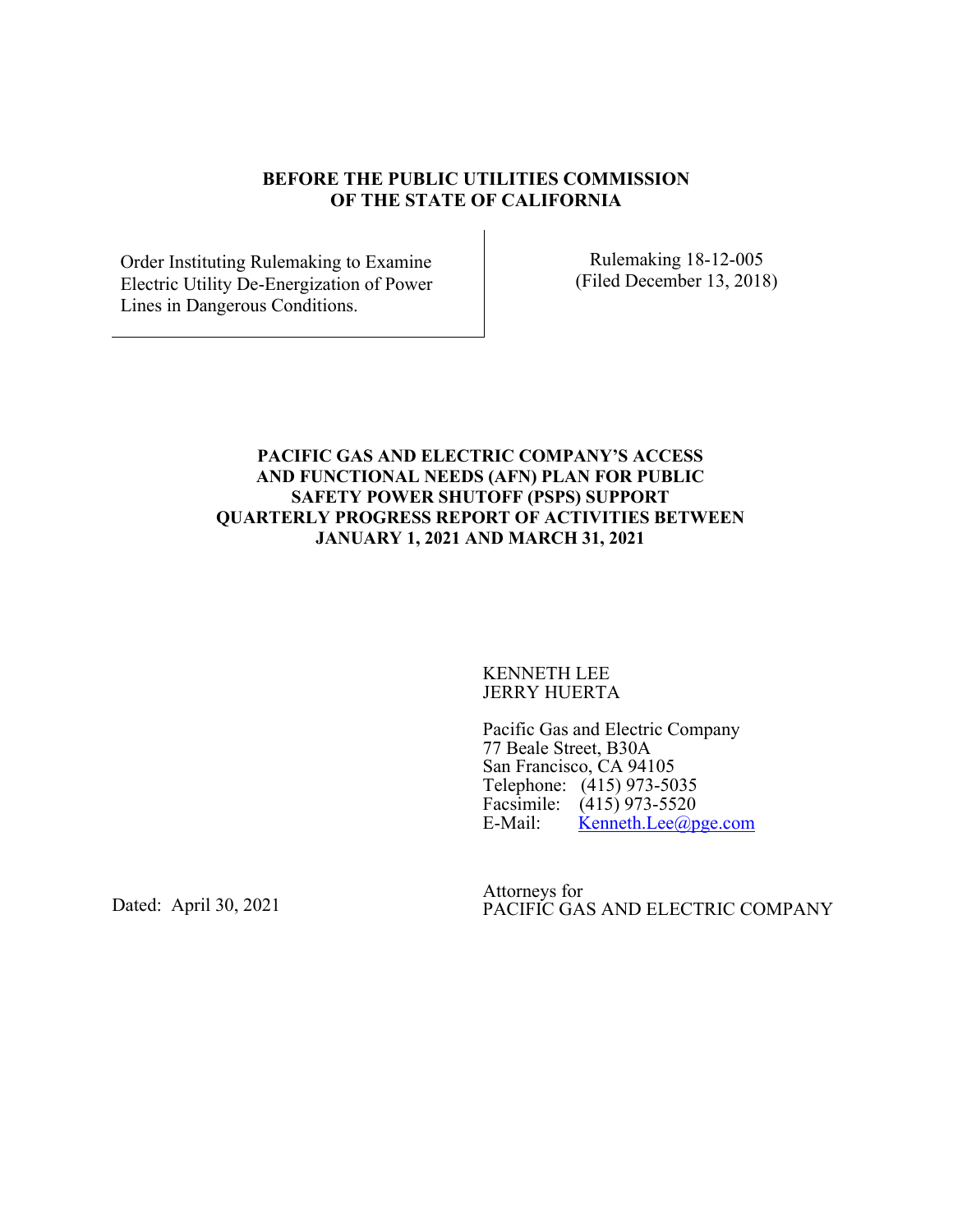**BEFORE THE PUBLIC UTILITIES COMMISSION**
**OF THE STATE OF CALIFORNIA**

| Order Instituting Rulemaking to Examine Electric Utility De-Energization of Power Lines in Dangerous Conditions. | Rulemaking 18-12-005 (Filed December 13, 2018) |
| --- | --- |

**PACIFIC GAS AND ELECTRIC COMPANY'S ACCESS AND FUNCTIONAL NEEDS (AFN) PLAN FOR PUBLIC SAFETY POWER SHUTOFF (PSPS) SUPPORT QUARTERLY PROGRESS REPORT OF ACTIVITIES BETWEEN JANUARY 1, 2021 AND MARCH 31, 2021**

KENNETH LEE
JERRY HUERTA

Pacific Gas and Electric Company
77 Beale Street, B30A
San Francisco, CA 94105
Telephone: (415) 973-5035
Facsimile: (415) 973-5520
E-Mail: Kenneth.Lee@pge.com

Attorneys for
PACIFIC GAS AND ELECTRIC COMPANY

Dated: April 30, 2021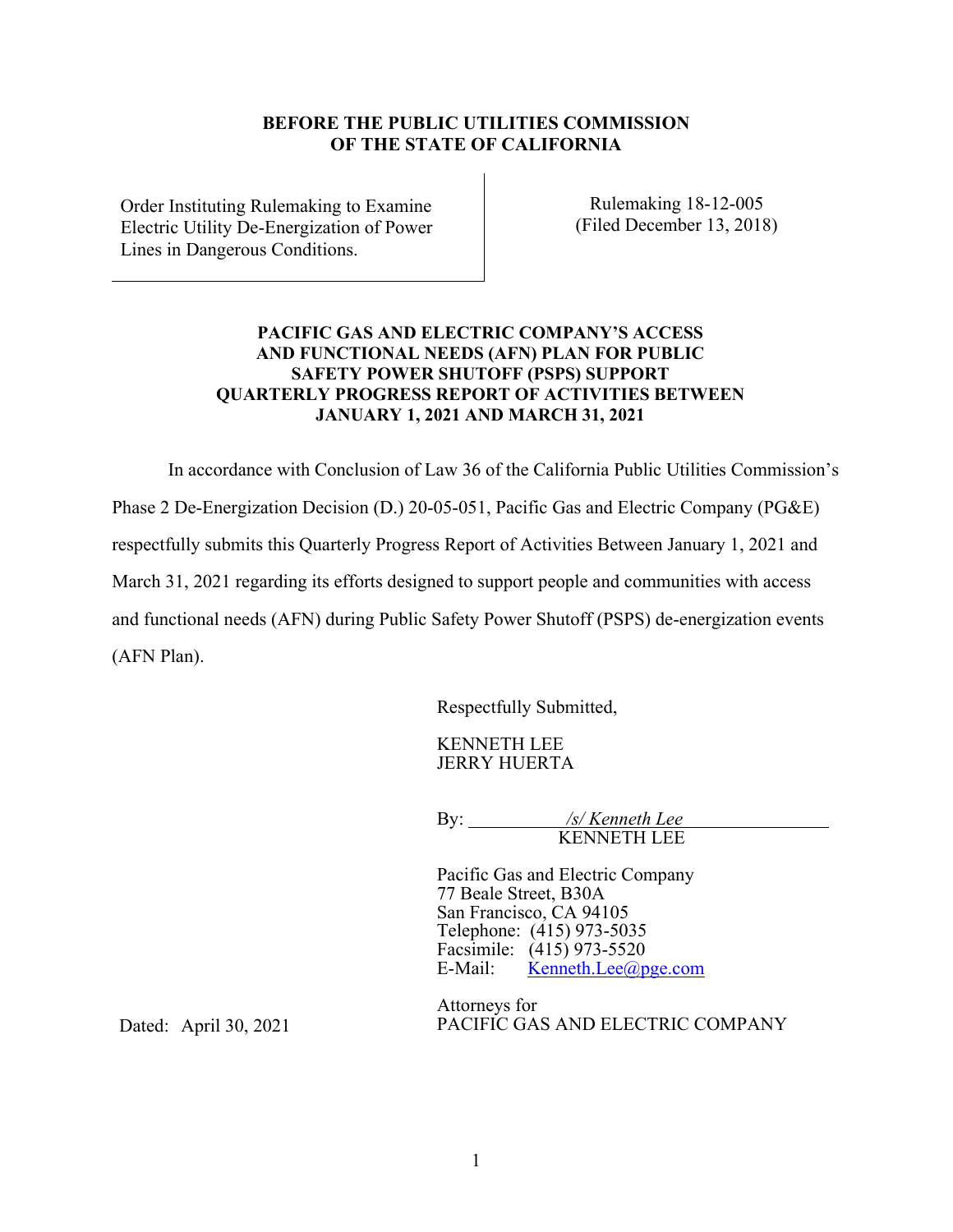**BEFORE THE PUBLIC UTILITIES COMMISSION OF THE STATE OF CALIFORNIA**

| | |
|---|---|
| Order Instituting Rulemaking to Examine Electric Utility De-Energization of Power Lines in Dangerous Conditions. | Rulemaking 18-12-005 (Filed December 13, 2018) |

**PACIFIC GAS AND ELECTRIC COMPANY'S ACCESS AND FUNCTIONAL NEEDS (AFN) PLAN FOR PUBLIC SAFETY POWER SHUTOFF (PSPS) SUPPORT QUARTERLY PROGRESS REPORT OF ACTIVITIES BETWEEN JANUARY 1, 2021 AND MARCH 31, 2021**

In accordance with Conclusion of Law 36 of the California Public Utilities Commission's Phase 2 De-Energization Decision (D.) 20-05-051, Pacific Gas and Electric Company (PG&E) respectfully submits this Quarterly Progress Report of Activities Between January 1, 2021 and March 31, 2021 regarding its efforts designed to support people and communities with access and functional needs (AFN) during Public Safety Power Shutoff (PSPS) de-energization events (AFN Plan).

Respectfully Submitted,

KENNETH LEE
JERRY HUERTA

By: */s/ Kenneth Lee*
KENNETH LEE

Pacific Gas and Electric Company
77 Beale Street, B30A
San Francisco, CA 94105
Telephone: (415) 973-5035
Facsimile: (415) 973-5520
E-Mail: Kenneth.Lee@pge.com

Attorneys for
PACIFIC GAS AND ELECTRIC COMPANY

Dated: April 30, 2021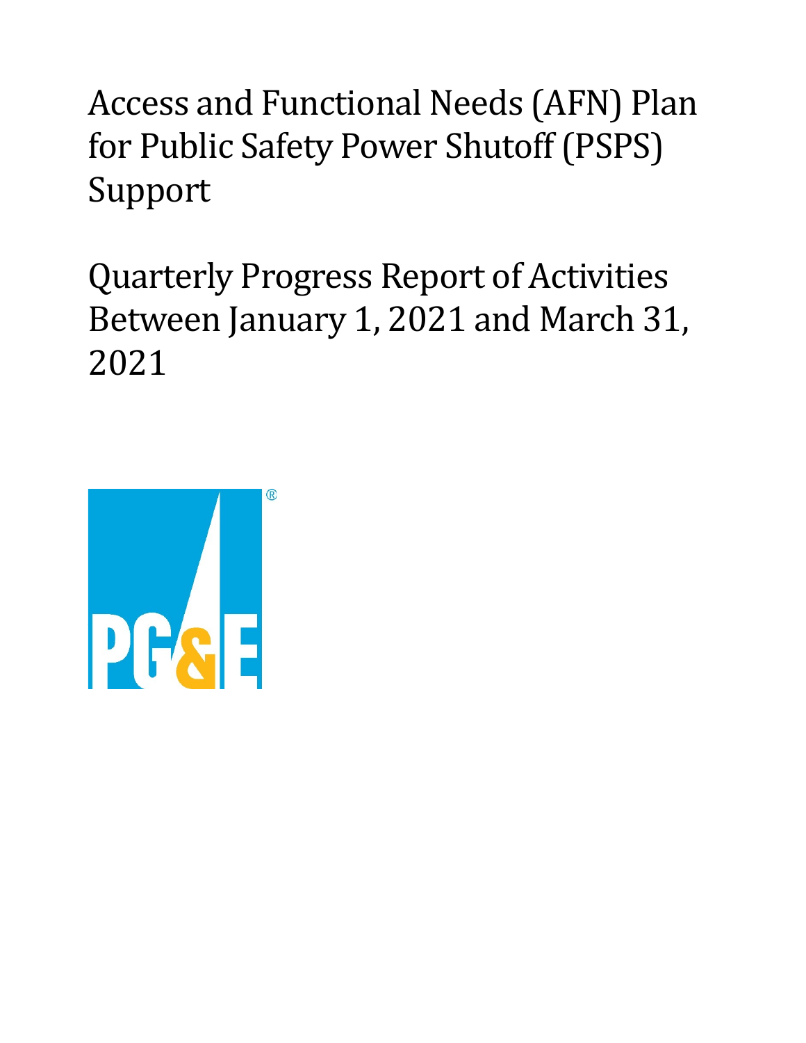# Access and Functional Needs (AFN) Plan for Public Safety Power Shutoff (PSPS) Support

# Quarterly Progress Report of Activities Between January 1, 2021 and March 31, 2021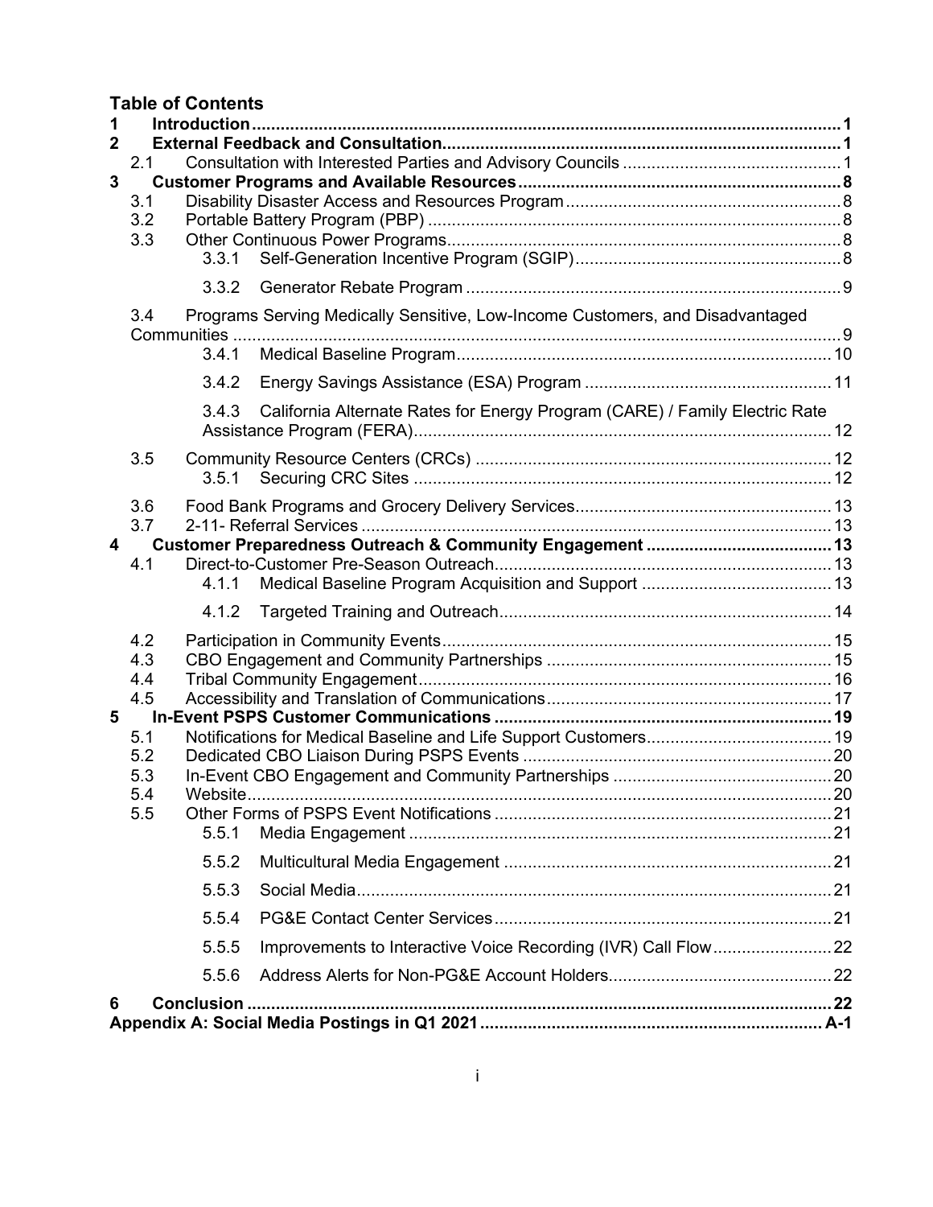**Table of Contents**

- **1 Introduction** ..... **1**
- **2 External Feedback and Consultation** ..... **1**
  - 2.1 Consultation with Interested Parties and Advisory Councils ..... 1
- **3 Customer Programs and Available Resources** ..... **8**
  - 3.1 Disability Disaster Access and Resources Program ..... 8
  - 3.2 Portable Battery Program (PBP) ..... 8
  - 3.3 Other Continuous Power Programs ..... 8
    - 3.3.1 Self-Generation Incentive Program (SGIP) ..... 8
    - 3.3.2 Generator Rebate Program ..... 9
  - 3.4 Programs Serving Medically Sensitive, Low-Income Customers, and Disadvantaged Communities ..... 9
    - 3.4.1 Medical Baseline Program ..... 10
    - 3.4.2 Energy Savings Assistance (ESA) Program ..... 11
    - 3.4.3 California Alternate Rates for Energy Program (CARE) / Family Electric Rate Assistance Program (FERA) ..... 12
  - 3.5 Community Resource Centers (CRCs) ..... 12
    - 3.5.1 Securing CRC Sites ..... 12
  - 3.6 Food Bank Programs and Grocery Delivery Services ..... 13
  - 3.7 2-11- Referral Services ..... 13
- **4 Customer Preparedness Outreach & Community Engagement** ..... **13**
  - 4.1 Direct-to-Customer Pre-Season Outreach ..... 13
    - 4.1.1 Medical Baseline Program Acquisition and Support ..... 13
    - 4.1.2 Targeted Training and Outreach ..... 14
  - 4.2 Participation in Community Events ..... 15
  - 4.3 CBO Engagement and Community Partnerships ..... 15
  - 4.4 Tribal Community Engagement ..... 16
  - 4.5 Accessibility and Translation of Communications ..... 17
- **5 In-Event PSPS Customer Communications** ..... **19**
  - 5.1 Notifications for Medical Baseline and Life Support Customers ..... 19
  - 5.2 Dedicated CBO Liaison During PSPS Events ..... 20
  - 5.3 In-Event CBO Engagement and Community Partnerships ..... 20
  - 5.4 Website ..... 20
  - 5.5 Other Forms of PSPS Event Notifications ..... 21
    - 5.5.1 Media Engagement ..... 21
    - 5.5.2 Multicultural Media Engagement ..... 21
    - 5.5.3 Social Media ..... 21
    - 5.5.4 PG&E Contact Center Services ..... 21
    - 5.5.5 Improvements to Interactive Voice Recording (IVR) Call Flow ..... 22
    - 5.5.6 Address Alerts for Non-PG&E Account Holders ..... 22
- **6 Conclusion** ..... **22**
- **Appendix A: Social Media Postings in Q1 2021** ..... **A-1**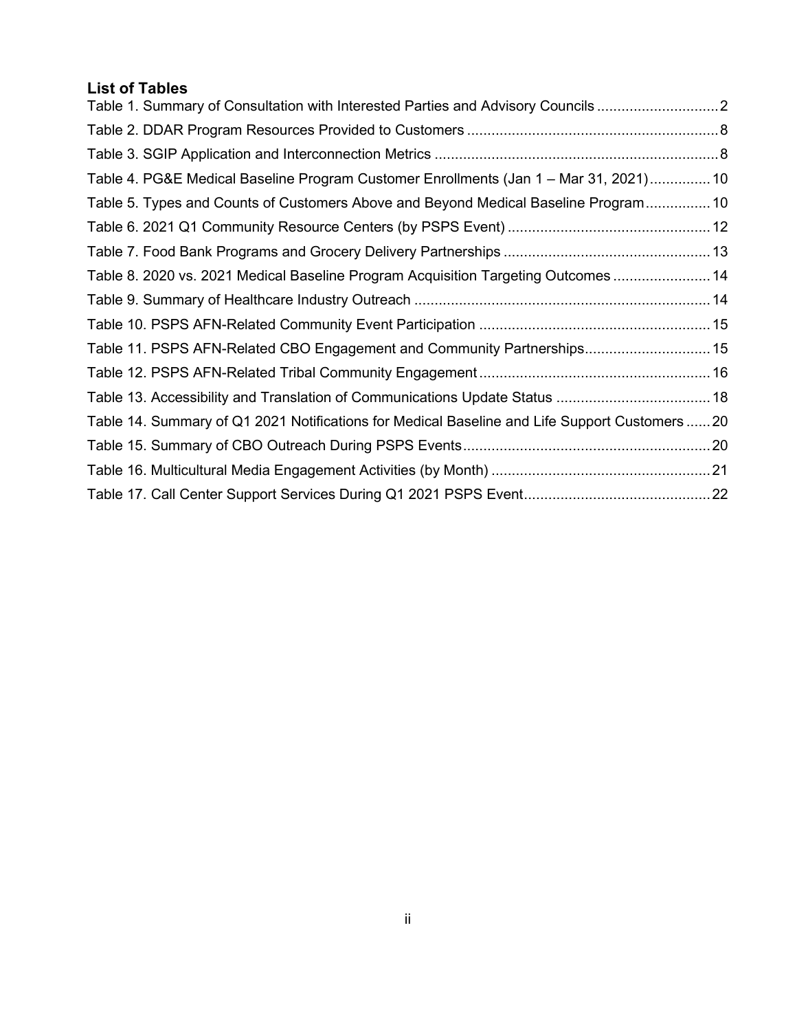## List of Tables

Table 1. Summary of Consultation with Interested Parties and Advisory Councils .............................. 2
Table 2. DDAR Program Resources Provided to Customers ............................................................. 8
Table 3. SGIP Application and Interconnection Metrics ..................................................................... 8
Table 4. PG&E Medical Baseline Program Customer Enrollments (Jan 1 – Mar 31, 2021) ............... 10
Table 5. Types and Counts of Customers Above and Beyond Medical Baseline Program ................ 10
Table 6. 2021 Q1 Community Resource Centers (by PSPS Event) ................................................. 12
Table 7. Food Bank Programs and Grocery Delivery Partnerships .................................................. 13
Table 8. 2020 vs. 2021 Medical Baseline Program Acquisition Targeting Outcomes ........................ 14
Table 9. Summary of Healthcare Industry Outreach ........................................................................ 14
Table 10. PSPS AFN-Related Community Event Participation ........................................................ 15
Table 11. PSPS AFN-Related CBO Engagement and Community Partnerships ............................... 15
Table 12. PSPS AFN-Related Tribal Community Engagement ........................................................ 16
Table 13. Accessibility and Translation of Communications Update Status ...................................... 18
Table 14. Summary of Q1 2021 Notifications for Medical Baseline and Life Support Customers ...... 20
Table 15. Summary of CBO Outreach During PSPS Events ............................................................ 20
Table 16. Multicultural Media Engagement Activities (by Month) ..................................................... 21
Table 17. Call Center Support Services During Q1 2021 PSPS Event ............................................. 22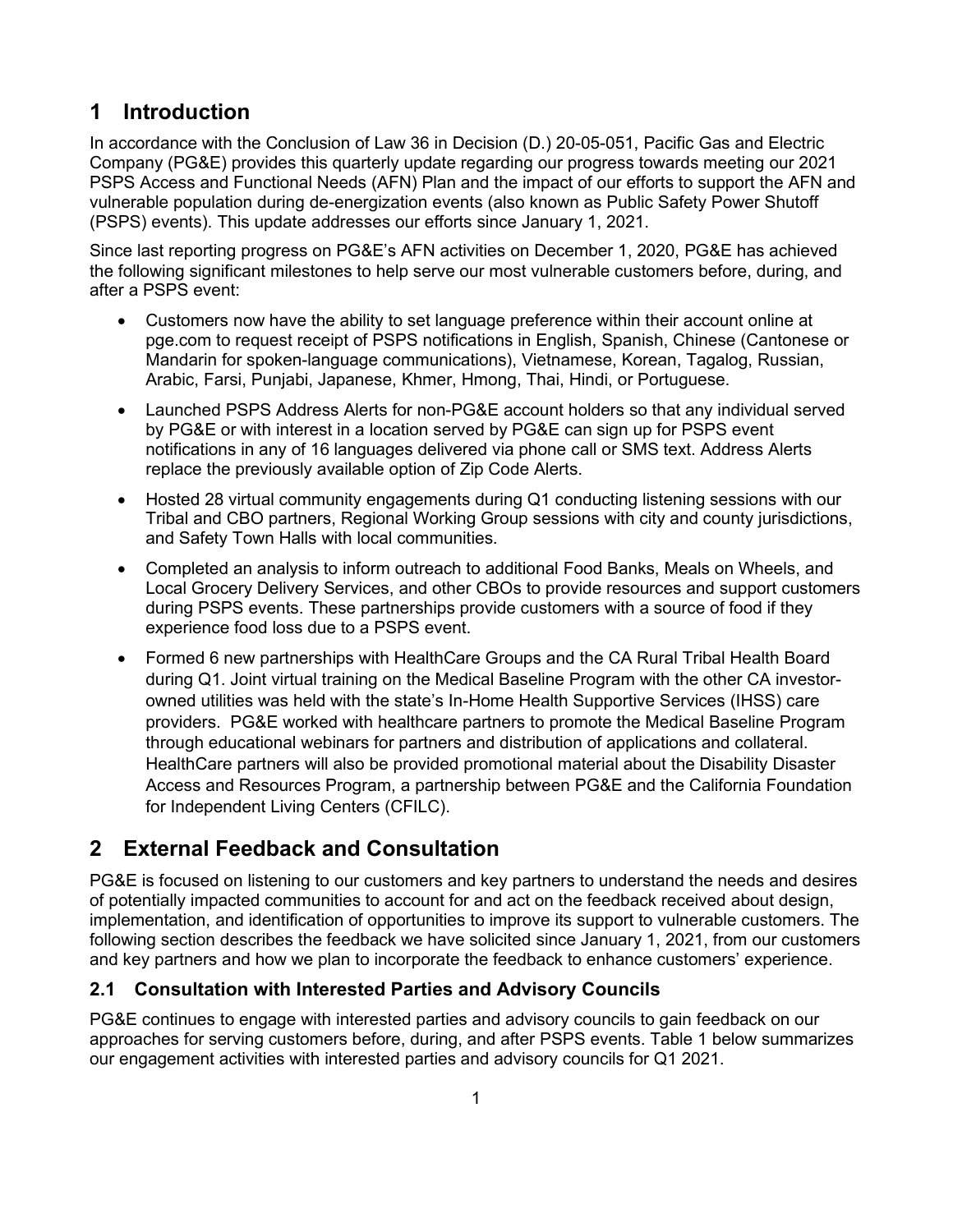# 1 Introduction

In accordance with the Conclusion of Law 36 in Decision (D.) 20-05-051, Pacific Gas and Electric Company (PG&E) provides this quarterly update regarding our progress towards meeting our 2021 PSPS Access and Functional Needs (AFN) Plan and the impact of our efforts to support the AFN and vulnerable population during de-energization events (also known as Public Safety Power Shutoff (PSPS) events). This update addresses our efforts since January 1, 2021.

Since last reporting progress on PG&E's AFN activities on December 1, 2020, PG&E has achieved the following significant milestones to help serve our most vulnerable customers before, during, and after a PSPS event:

- Customers now have the ability to set language preference within their account online at pge.com to request receipt of PSPS notifications in English, Spanish, Chinese (Cantonese or Mandarin for spoken-language communications), Vietnamese, Korean, Tagalog, Russian, Arabic, Farsi, Punjabi, Japanese, Khmer, Hmong, Thai, Hindi, or Portuguese.
- Launched PSPS Address Alerts for non-PG&E account holders so that any individual served by PG&E or with interest in a location served by PG&E can sign up for PSPS event notifications in any of 16 languages delivered via phone call or SMS text. Address Alerts replace the previously available option of Zip Code Alerts.
- Hosted 28 virtual community engagements during Q1 conducting listening sessions with our Tribal and CBO partners, Regional Working Group sessions with city and county jurisdictions, and Safety Town Halls with local communities.
- Completed an analysis to inform outreach to additional Food Banks, Meals on Wheels, and Local Grocery Delivery Services, and other CBOs to provide resources and support customers during PSPS events. These partnerships provide customers with a source of food if they experience food loss due to a PSPS event.
- Formed 6 new partnerships with HealthCare Groups and the CA Rural Tribal Health Board during Q1. Joint virtual training on the Medical Baseline Program with the other CA investor-owned utilities was held with the state's In-Home Health Supportive Services (IHSS) care providers. PG&E worked with healthcare partners to promote the Medical Baseline Program through educational webinars for partners and distribution of applications and collateral. HealthCare partners will also be provided promotional material about the Disability Disaster Access and Resources Program, a partnership between PG&E and the California Foundation for Independent Living Centers (CFILC).

# 2 External Feedback and Consultation

PG&E is focused on listening to our customers and key partners to understand the needs and desires of potentially impacted communities to account for and act on the feedback received about design, implementation, and identification of opportunities to improve its support to vulnerable customers. The following section describes the feedback we have solicited since January 1, 2021, from our customers and key partners and how we plan to incorporate the feedback to enhance customers' experience.

## 2.1 Consultation with Interested Parties and Advisory Councils

PG&E continues to engage with interested parties and advisory councils to gain feedback on our approaches for serving customers before, during, and after PSPS events. Table 1 below summarizes our engagement activities with interested parties and advisory councils for Q1 2021.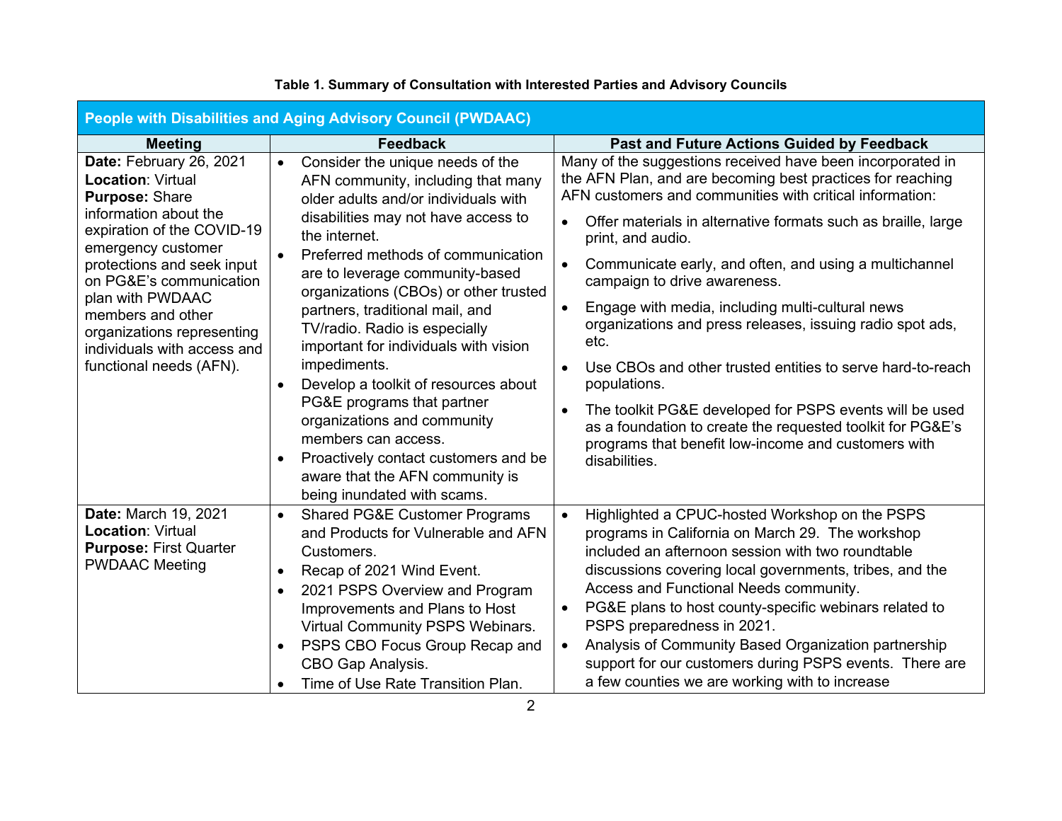**Table 1. Summary of Consultation with Interested Parties and Advisory Councils**

| People with Disabilities and Aging Advisory Council (PWDAAC) | | |
|---|---|---|
| **Meeting** | **Feedback** | **Past and Future Actions Guided by Feedback** |
| **Date:** February 26, 2021<br>**Location**: Virtual<br>**Purpose:** Share information about the expiration of the COVID-19 emergency customer protections and seek input on PG&E's communication plan with PWDAAC members and other organizations representing individuals with access and functional needs (AFN). | • Consider the unique needs of the AFN community, including that many older adults and/or individuals with disabilities may not have access to the internet.<br>• Preferred methods of communication are to leverage community-based organizations (CBOs) or other trusted partners, traditional mail, and TV/radio. Radio is especially important for individuals with vision impediments.<br>• Develop a toolkit of resources about PG&E programs that partner organizations and community members can access.<br>• Proactively contact customers and be aware that the AFN community is being inundated with scams. | Many of the suggestions received have been incorporated in the AFN Plan, and are becoming best practices for reaching AFN customers and communities with critical information:<br>• Offer materials in alternative formats such as braille, large print, and audio.<br>• Communicate early, and often, and using a multichannel campaign to drive awareness.<br>• Engage with media, including multi-cultural news organizations and press releases, issuing radio spot ads, etc.<br>• Use CBOs and other trusted entities to serve hard-to-reach populations.<br>• The toolkit PG&E developed for PSPS events will be used as a foundation to create the requested toolkit for PG&E's programs that benefit low-income and customers with disabilities. |
| **Date:** March 19, 2021<br>**Location**: Virtual<br>**Purpose:** First Quarter PWDAAC Meeting | • Shared PG&E Customer Programs and Products for Vulnerable and AFN Customers.<br>• Recap of 2021 Wind Event.<br>• 2021 PSPS Overview and Program Improvements and Plans to Host Virtual Community PSPS Webinars.<br>• PSPS CBO Focus Group Recap and CBO Gap Analysis.<br>• Time of Use Rate Transition Plan. | • Highlighted a CPUC-hosted Workshop on the PSPS programs in California on March 29. The workshop included an afternoon session with two roundtable discussions covering local governments, tribes, and the Access and Functional Needs community.<br>• PG&E plans to host county-specific webinars related to PSPS preparedness in 2021.<br>• Analysis of Community Based Organization partnership support for our customers during PSPS events. There are a few counties we are working with to increase |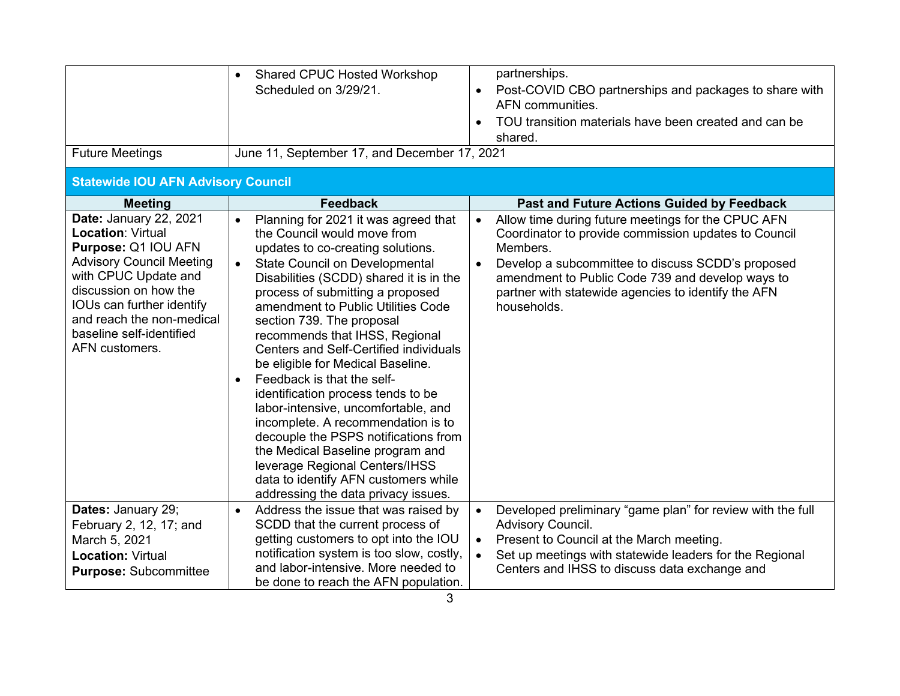| | | |
|---|---|---|
| | • Shared CPUC Hosted Workshop Scheduled on 3/29/21. | partnerships.<br>• Post-COVID CBO partnerships and packages to share with AFN communities.<br>• TOU transition materials have been created and can be shared. |
| Future Meetings | June 11, September 17, and December 17, 2021 | |

**Statewide IOU AFN Advisory Council**

| Meeting | Feedback | Past and Future Actions Guided by Feedback |
|---|---|---|
| **Date:** January 22, 2021<br>**Location**: Virtual<br>**Purpose:** Q1 IOU AFN Advisory Council Meeting with CPUC Update and discussion on how the IOUs can further identify and reach the non-medical baseline self-identified AFN customers. | • Planning for 2021 it was agreed that the Council would move from updates to co-creating solutions.<br>• State Council on Developmental Disabilities (SCDD) shared it is in the process of submitting a proposed amendment to Public Utilities Code section 739. The proposal recommends that IHSS, Regional Centers and Self-Certified individuals be eligible for Medical Baseline.<br>• Feedback is that the self-identification process tends to be labor-intensive, uncomfortable, and incomplete. A recommendation is to decouple the PSPS notifications from the Medical Baseline program and leverage Regional Centers/IHSS data to identify AFN customers while addressing the data privacy issues. | • Allow time during future meetings for the CPUC AFN Coordinator to provide commission updates to Council Members.<br>• Develop a subcommittee to discuss SCDD's proposed amendment to Public Code 739 and develop ways to partner with statewide agencies to identify the AFN households. |
| **Dates:** January 29; February 2, 12, 17; and March 5, 2021<br>**Location:** Virtual<br>**Purpose:** Subcommittee | • Address the issue that was raised by SCDD that the current process of getting customers to opt into the IOU notification system is too slow, costly, and labor-intensive. More needed to be done to reach the AFN population. | • Developed preliminary "game plan" for review with the full Advisory Council.<br>• Present to Council at the March meeting.<br>• Set up meetings with statewide leaders for the Regional Centers and IHSS to discuss data exchange and |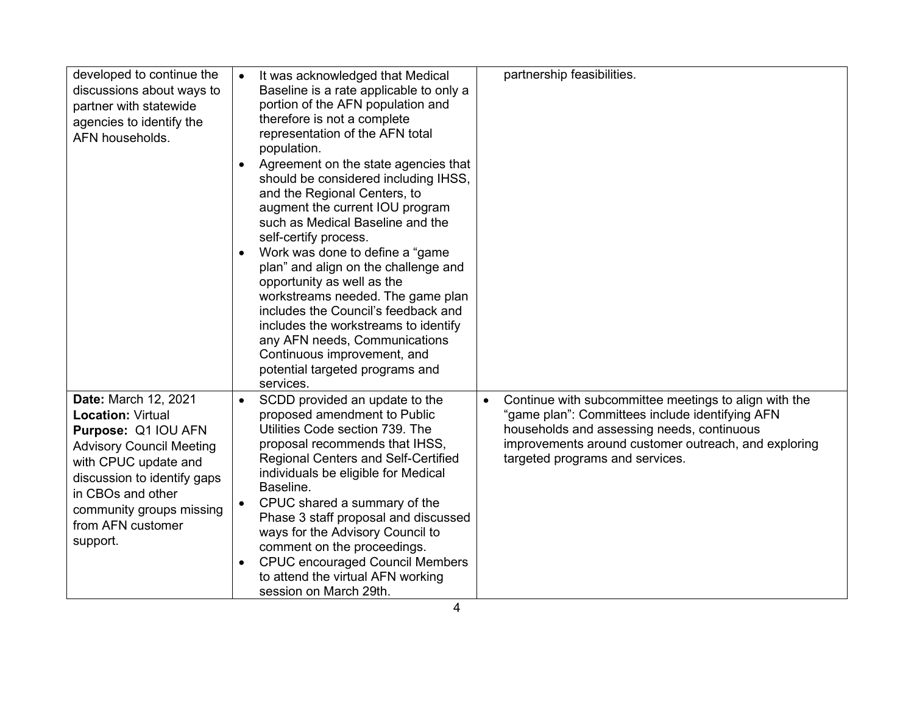| | | |
|---|---|---|
| developed to continue the discussions about ways to partner with statewide agencies to identify the AFN households. | • It was acknowledged that Medical Baseline is a rate applicable to only a portion of the AFN population and therefore is not a complete representation of the AFN total population.<br>• Agreement on the state agencies that should be considered including IHSS, and the Regional Centers, to augment the current IOU program such as Medical Baseline and the self-certify process.<br>• Work was done to define a "game plan" and align on the challenge and opportunity as well as the workstreams needed. The game plan includes the Council's feedback and includes the workstreams to identify any AFN needs, Communications Continuous improvement, and potential targeted programs and services. | partnership feasibilities. |
| **Date:** March 12, 2021<br>**Location:** Virtual<br>**Purpose:** Q1 IOU AFN Advisory Council Meeting with CPUC update and discussion to identify gaps in CBOs and other community groups missing from AFN customer support. | • SCDD provided an update to the proposed amendment to Public Utilities Code section 739. The proposal recommends that IHSS, Regional Centers and Self-Certified individuals be eligible for Medical Baseline.<br>• CPUC shared a summary of the Phase 3 staff proposal and discussed ways for the Advisory Council to comment on the proceedings.<br>• CPUC encouraged Council Members to attend the virtual AFN working session on March 29th. | • Continue with subcommittee meetings to align with the "game plan": Committees include identifying AFN households and assessing needs, continuous improvements around customer outreach, and exploring targeted programs and services. |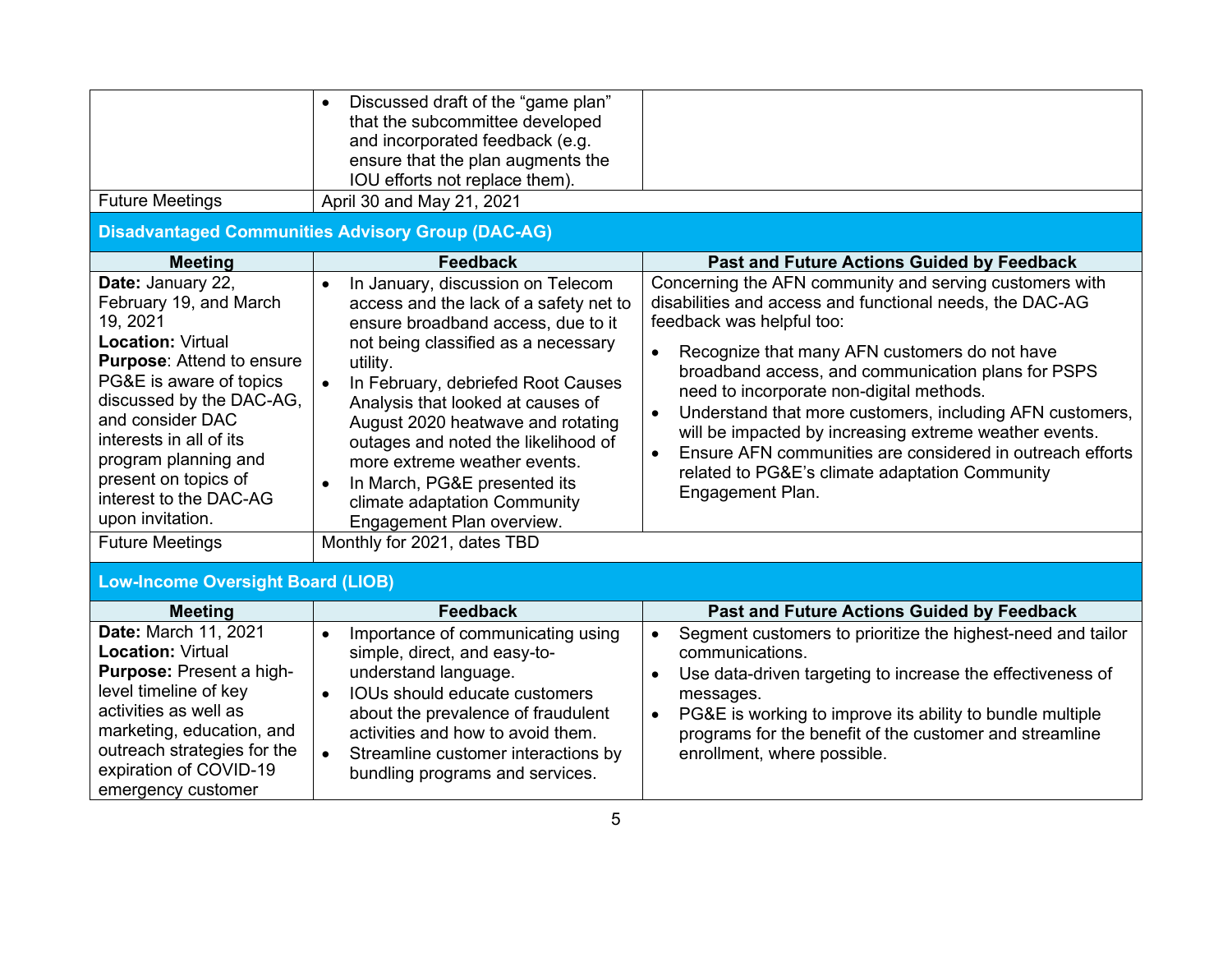| | | |
|---|---|---|
| | • Discussed draft of the "game plan" that the subcommittee developed and incorporated feedback (e.g. ensure that the plan augments the IOU efforts not replace them). | |
| Future Meetings | April 30 and May 21, 2021 | |

**Disadvantaged Communities Advisory Group (DAC-AG)**

| Meeting | Feedback | Past and Future Actions Guided by Feedback |
|---|---|---|
| **Date:** January 22, February 19, and March 19, 2021<br>**Location:** Virtual<br>**Purpose**: Attend to ensure PG&E is aware of topics discussed by the DAC-AG, and consider DAC interests in all of its program planning and present on topics of interest to the DAC-AG upon invitation. | • In January, discussion on Telecom access and the lack of a safety net to ensure broadband access, due to it not being classified as a necessary utility.<br>• In February, debriefed Root Causes Analysis that looked at causes of August 2020 heatwave and rotating outages and noted the likelihood of more extreme weather events.<br>• In March, PG&E presented its climate adaptation Community Engagement Plan overview. | Concerning the AFN community and serving customers with disabilities and access and functional needs, the DAC-AG feedback was helpful too:<br>• Recognize that many AFN customers do not have broadband access, and communication plans for PSPS need to incorporate non-digital methods.<br>• Understand that more customers, including AFN customers, will be impacted by increasing extreme weather events.<br>• Ensure AFN communities are considered in outreach efforts related to PG&E's climate adaptation Community Engagement Plan. |
| Future Meetings | Monthly for 2021, dates TBD | |

**Low-Income Oversight Board (LIOB)**

| Meeting | Feedback | Past and Future Actions Guided by Feedback |
|---|---|---|
| **Date:** March 11, 2021<br>**Location:** Virtual<br>**Purpose:** Present a high-level timeline of key activities as well as marketing, education, and outreach strategies for the expiration of COVID-19 emergency customer | • Importance of communicating using simple, direct, and easy-to-understand language.<br>• IOUs should educate customers about the prevalence of fraudulent activities and how to avoid them.<br>• Streamline customer interactions by bundling programs and services. | • Segment customers to prioritize the highest-need and tailor communications.<br>• Use data-driven targeting to increase the effectiveness of messages.<br>• PG&E is working to improve its ability to bundle multiple programs for the benefit of the customer and streamline enrollment, where possible. |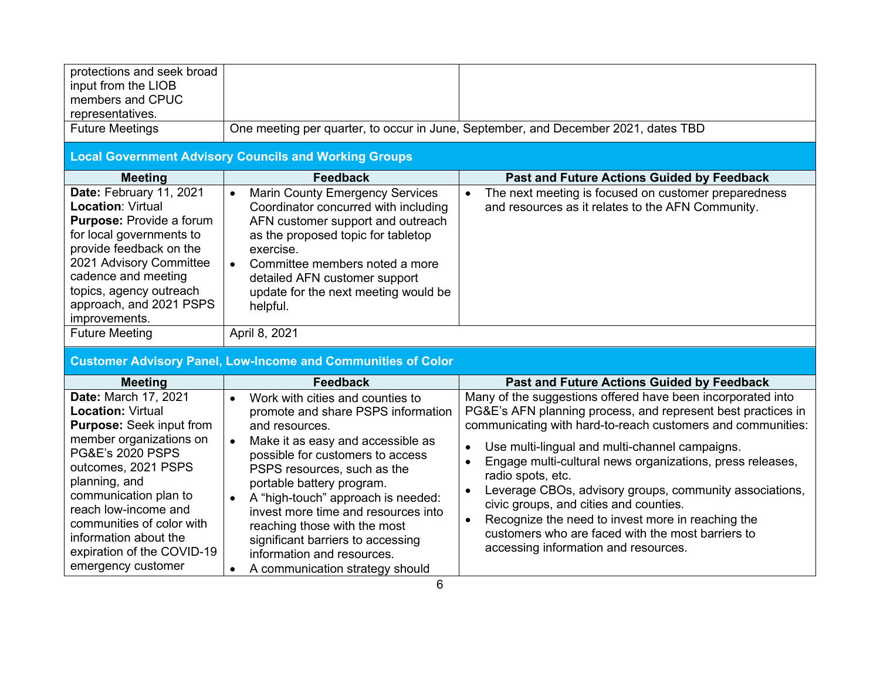| | | |
|---|---|---|
| protections and seek broad input from the LIOB members and CPUC representatives. | | |
| Future Meetings | One meeting per quarter, to occur in June, September, and December 2021, dates TBD | |

**Local Government Advisory Councils and Working Groups**

| Meeting | Feedback | Past and Future Actions Guided by Feedback |
|---|---|---|
| **Date:** February 11, 2021<br>**Location**: Virtual<br>**Purpose:** Provide a forum for local governments to provide feedback on the 2021 Advisory Committee cadence and meeting topics, agency outreach approach, and 2021 PSPS improvements. | • Marin County Emergency Services Coordinator concurred with including AFN customer support and outreach as the proposed topic for tabletop exercise.<br>• Committee members noted a more detailed AFN customer support update for the next meeting would be helpful. | • The next meeting is focused on customer preparedness and resources as it relates to the AFN Community. |
| Future Meeting | April 8, 2021 | |

**Customer Advisory Panel, Low-Income and Communities of Color**

| Meeting | Feedback | Past and Future Actions Guided by Feedback |
|---|---|---|
| **Date:** March 17, 2021<br>**Location:** Virtual<br>**Purpose:** Seek input from member organizations on PG&E's 2020 PSPS outcomes, 2021 PSPS planning, and communication plan to reach low-income and communities of color with information about the expiration of the COVID-19 emergency customer | • Work with cities and counties to promote and share PSPS information and resources.<br>• Make it as easy and accessible as possible for customers to access PSPS resources, such as the portable battery program.<br>• A "high-touch" approach is needed: invest more time and resources into reaching those with the most significant barriers to accessing information and resources.<br>• A communication strategy should | Many of the suggestions offered have been incorporated into PG&E's AFN planning process, and represent best practices in communicating with hard-to-reach customers and communities:<br>• Use multi-lingual and multi-channel campaigns.<br>• Engage multi-cultural news organizations, press releases, radio spots, etc.<br>• Leverage CBOs, advisory groups, community associations, civic groups, and cities and counties.<br>• Recognize the need to invest more in reaching the customers who are faced with the most barriers to accessing information and resources. |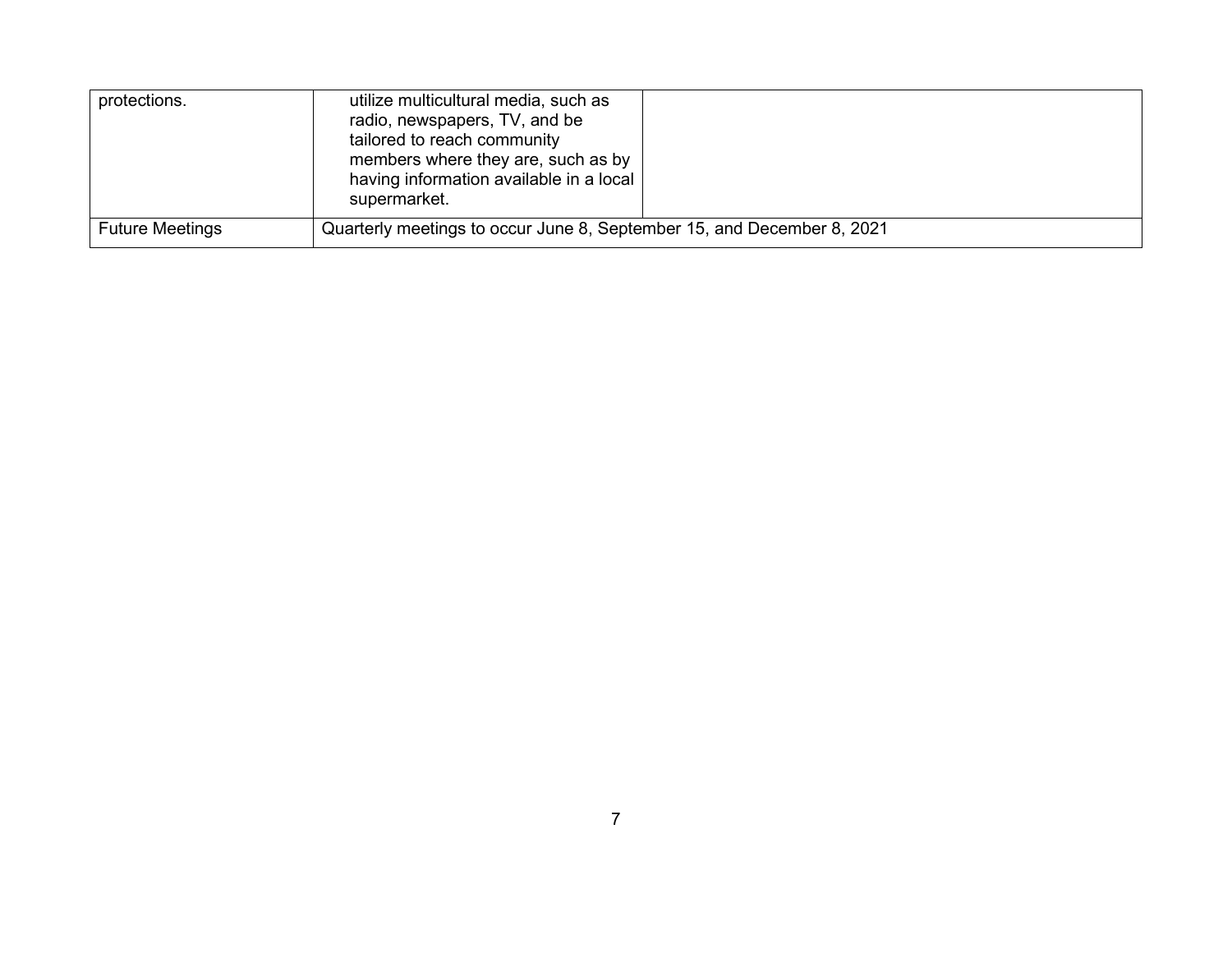| | | |
|---|---|---|
| protections. | utilize multicultural media, such as radio, newspapers, TV, and be tailored to reach community members where they are, such as by having information available in a local supermarket. | |
| Future Meetings | Quarterly meetings to occur June 8, September 15, and December 8, 2021 | |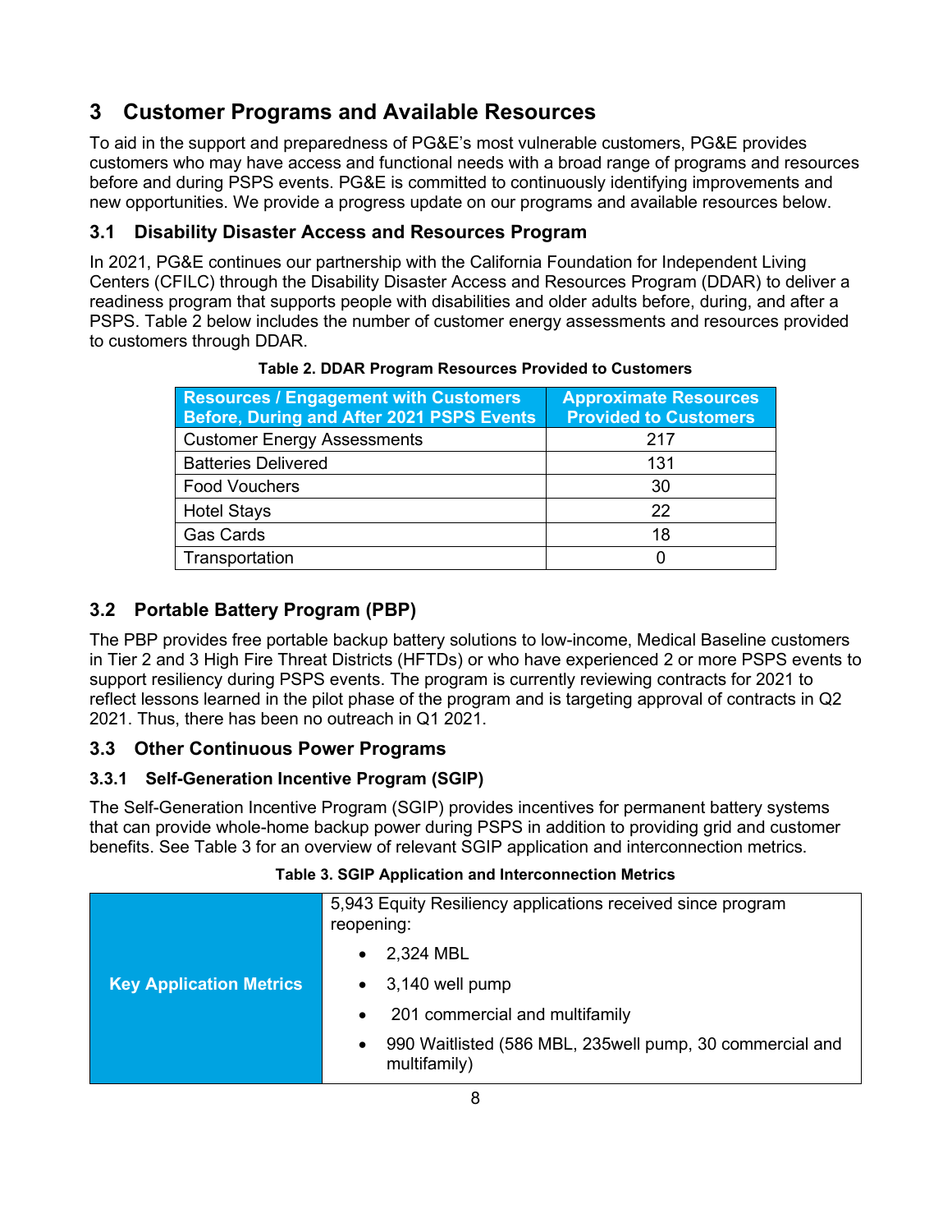# 3 Customer Programs and Available Resources

To aid in the support and preparedness of PG&E's most vulnerable customers, PG&E provides customers who may have access and functional needs with a broad range of programs and resources before and during PSPS events. PG&E is committed to continuously identifying improvements and new opportunities. We provide a progress update on our programs and available resources below.

## 3.1 Disability Disaster Access and Resources Program

In 2021, PG&E continues our partnership with the California Foundation for Independent Living Centers (CFILC) through the Disability Disaster Access and Resources Program (DDAR) to deliver a readiness program that supports people with disabilities and older adults before, during, and after a PSPS. Table 2 below includes the number of customer energy assessments and resources provided to customers through DDAR.

**Table 2. DDAR Program Resources Provided to Customers**

| Resources / Engagement with Customers Before, During and After 2021 PSPS Events | Approximate Resources Provided to Customers |
|---|---|
| Customer Energy Assessments | 217 |
| Batteries Delivered | 131 |
| Food Vouchers | 30 |
| Hotel Stays | 22 |
| Gas Cards | 18 |
| Transportation | 0 |

## 3.2 Portable Battery Program (PBP)

The PBP provides free portable backup battery solutions to low-income, Medical Baseline customers in Tier 2 and 3 High Fire Threat Districts (HFTDs) or who have experienced 2 or more PSPS events to support resiliency during PSPS events. The program is currently reviewing contracts for 2021 to reflect lessons learned in the pilot phase of the program and is targeting approval of contracts in Q2 2021. Thus, there has been no outreach in Q1 2021.

## 3.3 Other Continuous Power Programs

### 3.3.1 Self-Generation Incentive Program (SGIP)

The Self-Generation Incentive Program (SGIP) provides incentives for permanent battery systems that can provide whole-home backup power during PSPS in addition to providing grid and customer benefits. See Table 3 for an overview of relevant SGIP application and interconnection metrics.

**Table 3. SGIP Application and Interconnection Metrics**

| | |
|---|---|
| **Key Application Metrics** | 5,943 Equity Resiliency applications received since program reopening:<br>• 2,324 MBL<br>• 3,140 well pump<br>• 201 commercial and multifamily<br>• 990 Waitlisted (586 MBL, 235well pump, 30 commercial and multifamily) |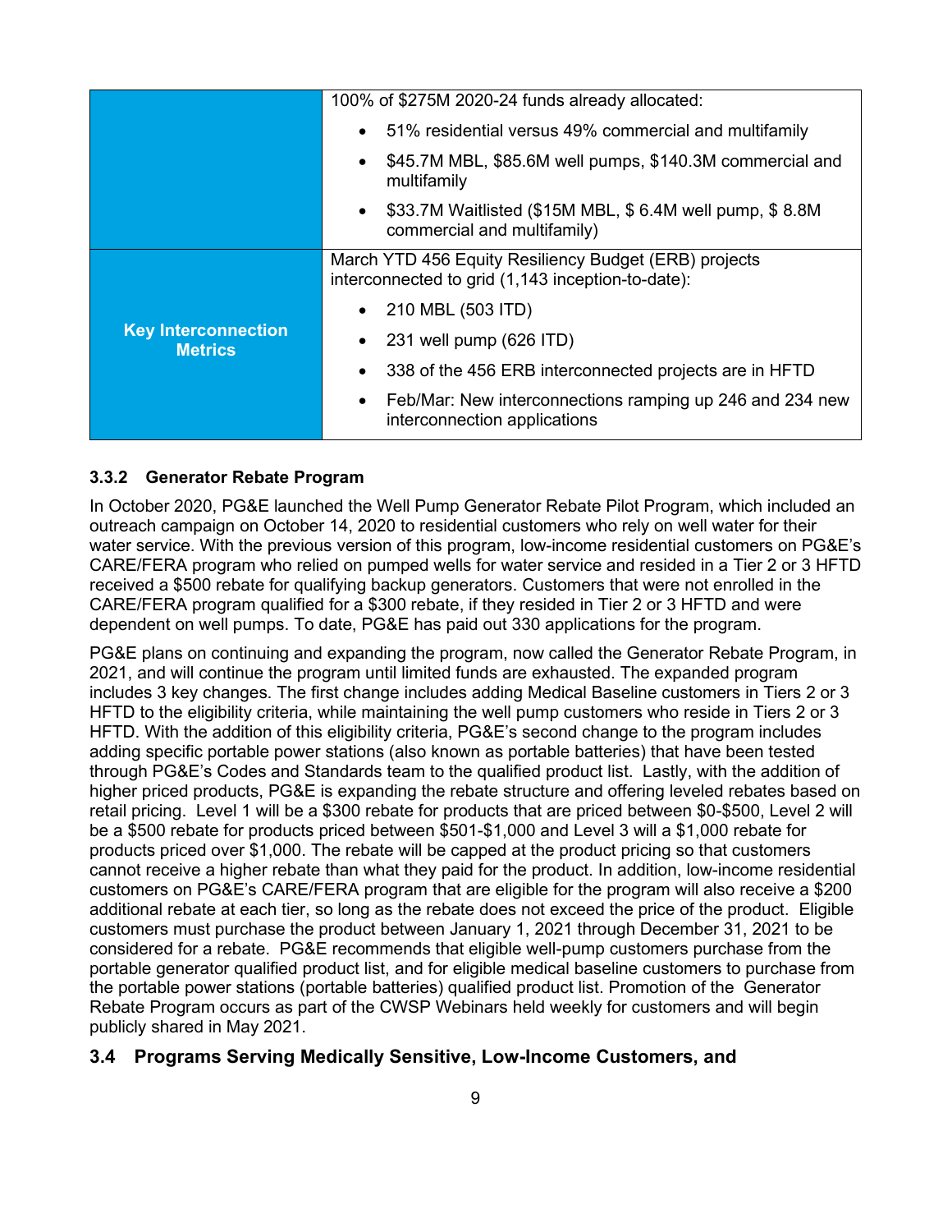| | |
|---|---|
| | 100% of $275M 2020-24 funds already allocated:<br>• 51% residential versus 49% commercial and multifamily<br>• $45.7M MBL, $85.6M well pumps, $140.3M commercial and multifamily<br>• $33.7M Waitlisted ($15M MBL, $ 6.4M well pump, $ 8.8M commercial and multifamily) |
| **Key Interconnection Metrics** | March YTD 456 Equity Resiliency Budget (ERB) projects interconnected to grid (1,143 inception-to-date):<br>• 210 MBL (503 ITD)<br>• 231 well pump (626 ITD)<br>• 338 of the 456 ERB interconnected projects are in HFTD<br>• Feb/Mar: New interconnections ramping up 246 and 234 new interconnection applications |

### 3.3.2 Generator Rebate Program

In October 2020, PG&E launched the Well Pump Generator Rebate Pilot Program, which included an outreach campaign on October 14, 2020 to residential customers who rely on well water for their water service. With the previous version of this program, low-income residential customers on PG&E's CARE/FERA program who relied on pumped wells for water service and resided in a Tier 2 or 3 HFTD received a $500 rebate for qualifying backup generators. Customers that were not enrolled in the CARE/FERA program qualified for a $300 rebate, if they resided in Tier 2 or 3 HFTD and were dependent on well pumps. To date, PG&E has paid out 330 applications for the program.

PG&E plans on continuing and expanding the program, now called the Generator Rebate Program, in 2021, and will continue the program until limited funds are exhausted. The expanded program includes 3 key changes. The first change includes adding Medical Baseline customers in Tiers 2 or 3 HFTD to the eligibility criteria, while maintaining the well pump customers who reside in Tiers 2 or 3 HFTD. With the addition of this eligibility criteria, PG&E's second change to the program includes adding specific portable power stations (also known as portable batteries) that have been tested through PG&E's Codes and Standards team to the qualified product list. Lastly, with the addition of higher priced products, PG&E is expanding the rebate structure and offering leveled rebates based on retail pricing. Level 1 will be a $300 rebate for products that are priced between $0-$500, Level 2 will be a $500 rebate for products priced between $501-$1,000 and Level 3 will a $1,000 rebate for products priced over $1,000. The rebate will be capped at the product pricing so that customers cannot receive a higher rebate than what they paid for the product. In addition, low-income residential customers on PG&E's CARE/FERA program that are eligible for the program will also receive a $200 additional rebate at each tier, so long as the rebate does not exceed the price of the product. Eligible customers must purchase the product between January 1, 2021 through December 31, 2021 to be considered for a rebate. PG&E recommends that eligible well-pump customers purchase from the portable generator qualified product list, and for eligible medical baseline customers to purchase from the portable power stations (portable batteries) qualified product list. Promotion of the Generator Rebate Program occurs as part of the CWSP Webinars held weekly for customers and will begin publicly shared in May 2021.

## 3.4 Programs Serving Medically Sensitive, Low-Income Customers, and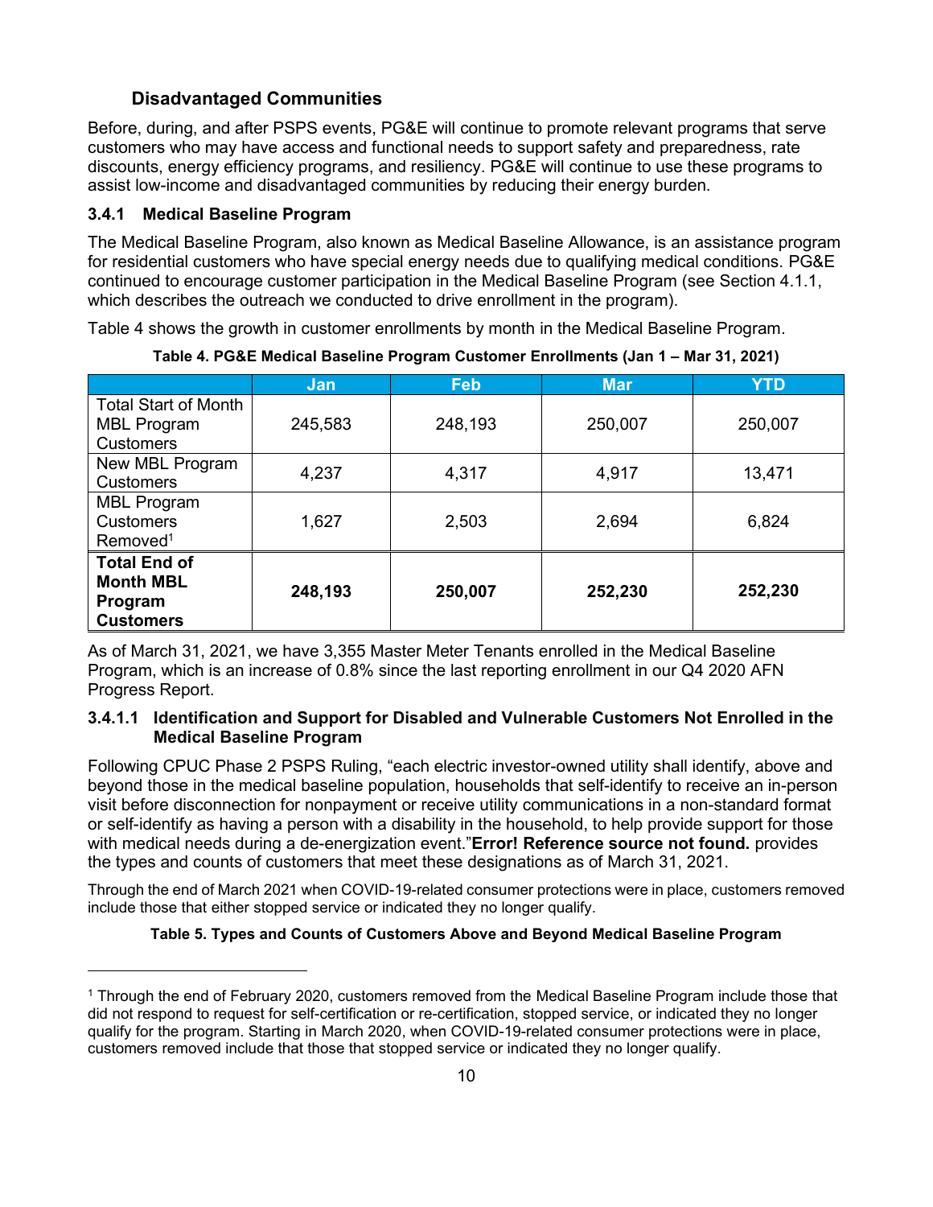### Disadvantaged Communities

Before, during, and after PSPS events, PG&E will continue to promote relevant programs that serve customers who may have access and functional needs to support safety and preparedness, rate discounts, energy efficiency programs, and resiliency. PG&E will continue to use these programs to assist low-income and disadvantaged communities by reducing their energy burden.

### 3.4.1 Medical Baseline Program

The Medical Baseline Program, also known as Medical Baseline Allowance, is an assistance program for residential customers who have special energy needs due to qualifying medical conditions. PG&E continued to encourage customer participation in the Medical Baseline Program (see Section 4.1.1, which describes the outreach we conducted to drive enrollment in the program).

Table 4 shows the growth in customer enrollments by month in the Medical Baseline Program.

**Table 4. PG&E Medical Baseline Program Customer Enrollments (Jan 1 – Mar 31, 2021)**

| | Jan | Feb | Mar | YTD |
|---|---|---|---|---|
| Total Start of Month MBL Program Customers | 245,583 | 248,193 | 250,007 | 250,007 |
| New MBL Program Customers | 4,237 | 4,317 | 4,917 | 13,471 |
| MBL Program Customers Removed[1] | 1,627 | 2,503 | 2,694 | 6,824 |
| **Total End of Month MBL Program Customers** | **248,193** | **250,007** | **252,230** | **252,230** |

As of March 31, 2021, we have 3,355 Master Meter Tenants enrolled in the Medical Baseline Program, which is an increase of 0.8% since the last reporting enrollment in our Q4 2020 AFN Progress Report.

#### 3.4.1.1 Identification and Support for Disabled and Vulnerable Customers Not Enrolled in the Medical Baseline Program

Following CPUC Phase 2 PSPS Ruling, "each electric investor-owned utility shall identify, above and beyond those in the medical baseline population, households that self-identify to receive an in-person visit before disconnection for nonpayment or receive utility communications in a non-standard format or self-identify as having a person with a disability in the household, to help provide support for those with medical needs during a de-energization event."**Error! Reference source not found.** provides the types and counts of customers that meet these designations as of March 31, 2021.

Through the end of March 2021 when COVID-19-related consumer protections were in place, customers removed include those that either stopped service or indicated they no longer qualify.

**Table 5. Types and Counts of Customers Above and Beyond Medical Baseline Program**

---

[1] Through the end of February 2020, customers removed from the Medical Baseline Program include those that did not respond to request for self-certification or re-certification, stopped service, or indicated they no longer qualify for the program. Starting in March 2020, when COVID-19-related consumer protections were in place, customers removed include that those that stopped service or indicated they no longer qualify.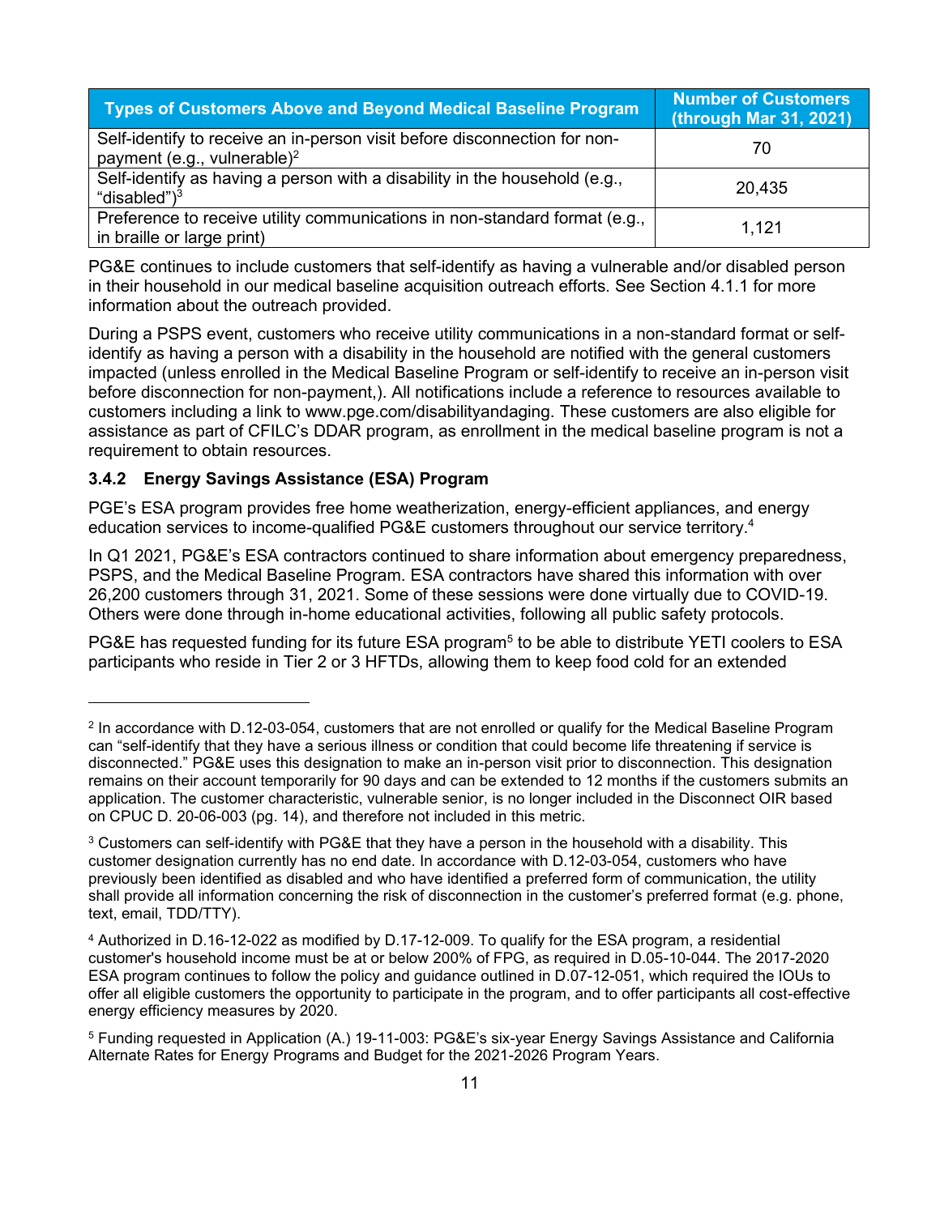| Types of Customers Above and Beyond Medical Baseline Program | Number of Customers (through Mar 31, 2021) |
| --- | --- |
| Self-identify to receive an in-person visit before disconnection for non-payment (e.g., vulnerable)[2] | 70 |
| Self-identify as having a person with a disability in the household (e.g., "disabled")[3] | 20,435 |
| Preference to receive utility communications in non-standard format (e.g., in braille or large print) | 1,121 |

PG&E continues to include customers that self-identify as having a vulnerable and/or disabled person in their household in our medical baseline acquisition outreach efforts. See Section 4.1.1 for more information about the outreach provided.

During a PSPS event, customers who receive utility communications in a non-standard format or self-identify as having a person with a disability in the household are notified with the general customers impacted (unless enrolled in the Medical Baseline Program or self-identify to receive an in-person visit before disconnection for non-payment,). All notifications include a reference to resources available to customers including a link to www.pge.com/disabilityandaging. These customers are also eligible for assistance as part of CFILC's DDAR program, as enrollment in the medical baseline program is not a requirement to obtain resources.

### 3.4.2 Energy Savings Assistance (ESA) Program

PGE's ESA program provides free home weatherization, energy-efficient appliances, and energy education services to income-qualified PG&E customers throughout our service territory.[4]

In Q1 2021, PG&E's ESA contractors continued to share information about emergency preparedness, PSPS, and the Medical Baseline Program. ESA contractors have shared this information with over 26,200 customers through 31, 2021. Some of these sessions were done virtually due to COVID-19. Others were done through in-home educational activities, following all public safety protocols.

PG&E has requested funding for its future ESA program[5] to be able to distribute YETI coolers to ESA participants who reside in Tier 2 or 3 HFTDs, allowing them to keep food cold for an extended

---

[2] In accordance with D.12-03-054, customers that are not enrolled or qualify for the Medical Baseline Program can "self-identify that they have a serious illness or condition that could become life threatening if service is disconnected." PG&E uses this designation to make an in-person visit prior to disconnection. This designation remains on their account temporarily for 90 days and can be extended to 12 months if the customers submits an application. The customer characteristic, vulnerable senior, is no longer included in the Disconnect OIR based on CPUC D. 20-06-003 (pg. 14), and therefore not included in this metric.

[3] Customers can self-identify with PG&E that they have a person in the household with a disability. This customer designation currently has no end date. In accordance with D.12-03-054, customers who have previously been identified as disabled and who have identified a preferred form of communication, the utility shall provide all information concerning the risk of disconnection in the customer's preferred format (e.g. phone, text, email, TDD/TTY).

[4] Authorized in D.16-12-022 as modified by D.17-12-009. To qualify for the ESA program, a residential customer's household income must be at or below 200% of FPG, as required in D.05-10-044. The 2017-2020 ESA program continues to follow the policy and guidance outlined in D.07-12-051, which required the IOUs to offer all eligible customers the opportunity to participate in the program, and to offer participants all cost-effective energy efficiency measures by 2020.

[5] Funding requested in Application (A.) 19-11-003: PG&E's six-year Energy Savings Assistance and California Alternate Rates for Energy Programs and Budget for the 2021-2026 Program Years.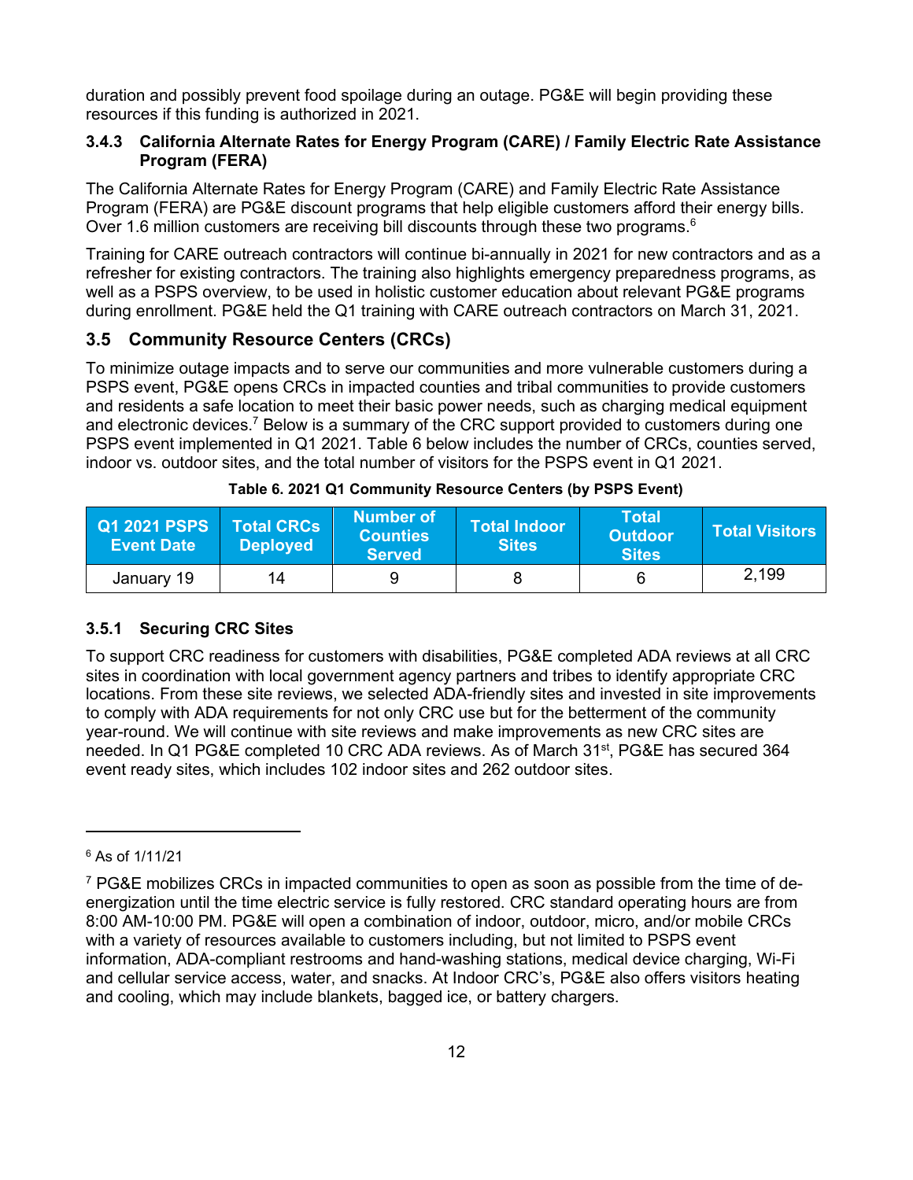duration and possibly prevent food spoilage during an outage. PG&E will begin providing these resources if this funding is authorized in 2021.

### 3.4.3 California Alternate Rates for Energy Program (CARE) / Family Electric Rate Assistance Program (FERA)

The California Alternate Rates for Energy Program (CARE) and Family Electric Rate Assistance Program (FERA) are PG&E discount programs that help eligible customers afford their energy bills. Over 1.6 million customers are receiving bill discounts through these two programs.[6]

Training for CARE outreach contractors will continue bi-annually in 2021 for new contractors and as a refresher for existing contractors. The training also highlights emergency preparedness programs, as well as a PSPS overview, to be used in holistic customer education about relevant PG&E programs during enrollment. PG&E held the Q1 training with CARE outreach contractors on March 31, 2021.

## 3.5 Community Resource Centers (CRCs)

To minimize outage impacts and to serve our communities and more vulnerable customers during a PSPS event, PG&E opens CRCs in impacted counties and tribal communities to provide customers and residents a safe location to meet their basic power needs, such as charging medical equipment and electronic devices.[7] Below is a summary of the CRC support provided to customers during one PSPS event implemented in Q1 2021. Table 6 below includes the number of CRCs, counties served, indoor vs. outdoor sites, and the total number of visitors for the PSPS event in Q1 2021.

**Table 6. 2021 Q1 Community Resource Centers (by PSPS Event)**

| Q1 2021 PSPS Event Date | Total CRCs Deployed | Number of Counties Served | Total Indoor Sites | Total Outdoor Sites | Total Visitors |
|---|---|---|---|---|---|
| January 19 | 14 | 9 | 8 | 6 | 2,199 |

### 3.5.1 Securing CRC Sites

To support CRC readiness for customers with disabilities, PG&E completed ADA reviews at all CRC sites in coordination with local government agency partners and tribes to identify appropriate CRC locations. From these site reviews, we selected ADA-friendly sites and invested in site improvements to comply with ADA requirements for not only CRC use but for the betterment of the community year-round. We will continue with site reviews and make improvements as new CRC sites are needed. In Q1 PG&E completed 10 CRC ADA reviews. As of March 31st, PG&E has secured 364 event ready sites, which includes 102 indoor sites and 262 outdoor sites.

---

[6] As of 1/11/21

[7] PG&E mobilizes CRCs in impacted communities to open as soon as possible from the time of de-energization until the time electric service is fully restored. CRC standard operating hours are from 8:00 AM-10:00 PM. PG&E will open a combination of indoor, outdoor, micro, and/or mobile CRCs with a variety of resources available to customers including, but not limited to PSPS event information, ADA-compliant restrooms and hand-washing stations, medical device charging, Wi-Fi and cellular service access, water, and snacks. At Indoor CRC's, PG&E also offers visitors heating and cooling, which may include blankets, bagged ice, or battery chargers.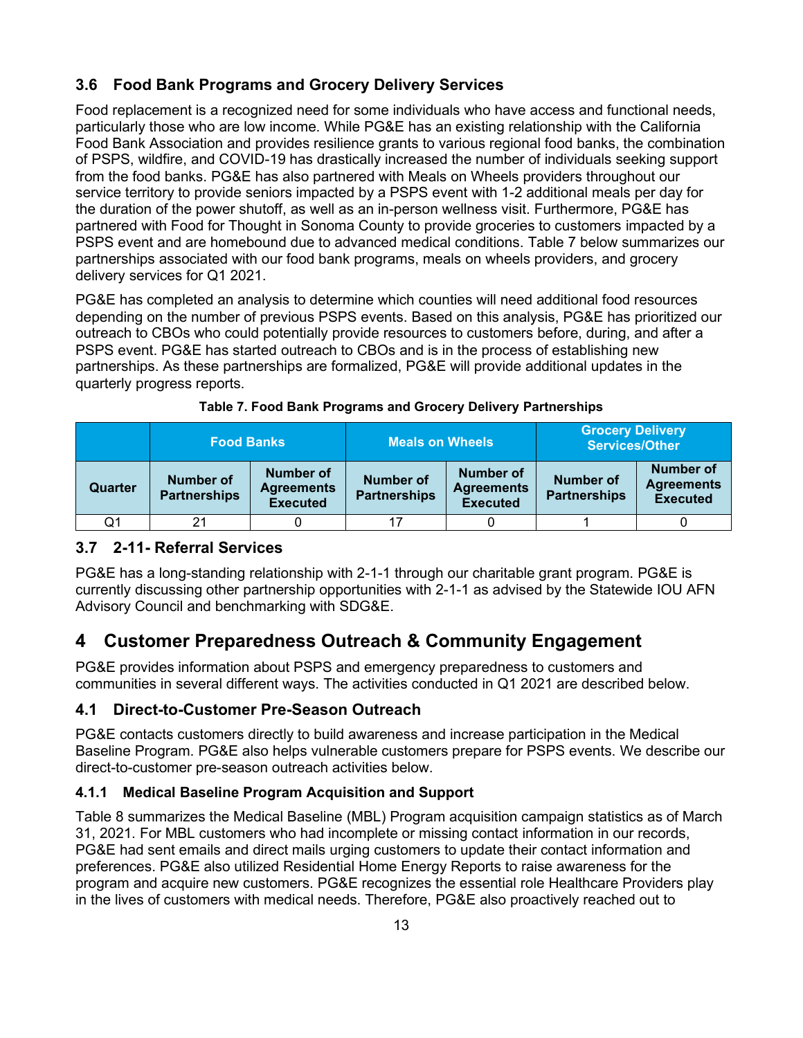### 3.6 Food Bank Programs and Grocery Delivery Services

Food replacement is a recognized need for some individuals who have access and functional needs, particularly those who are low income. While PG&E has an existing relationship with the California Food Bank Association and provides resilience grants to various regional food banks, the combination of PSPS, wildfire, and COVID-19 has drastically increased the number of individuals seeking support from the food banks. PG&E has also partnered with Meals on Wheels providers throughout our service territory to provide seniors impacted by a PSPS event with 1-2 additional meals per day for the duration of the power shutoff, as well as an in-person wellness visit. Furthermore, PG&E has partnered with Food for Thought in Sonoma County to provide groceries to customers impacted by a PSPS event and are homebound due to advanced medical conditions. Table 7 below summarizes our partnerships associated with our food bank programs, meals on wheels providers, and grocery delivery services for Q1 2021.

PG&E has completed an analysis to determine which counties will need additional food resources depending on the number of previous PSPS events. Based on this analysis, PG&E has prioritized our outreach to CBOs who could potentially provide resources to customers before, during, and after a PSPS event. PG&E has started outreach to CBOs and is in the process of establishing new partnerships. As these partnerships are formalized, PG&E will provide additional updates in the quarterly progress reports.

**Table 7. Food Bank Programs and Grocery Delivery Partnerships**

| | Food Banks | | Meals on Wheels | | Grocery Delivery Services/Other | |
|---|---|---|---|---|---|---|
| Quarter | Number of Partnerships | Number of Agreements Executed | Number of Partnerships | Number of Agreements Executed | Number of Partnerships | Number of Agreements Executed |
| Q1 | 21 | 0 | 17 | 0 | 1 | 0 |

### 3.7 2-11- Referral Services

PG&E has a long-standing relationship with 2-1-1 through our charitable grant program. PG&E is currently discussing other partnership opportunities with 2-1-1 as advised by the Statewide IOU AFN Advisory Council and benchmarking with SDG&E.

## 4 Customer Preparedness Outreach & Community Engagement

PG&E provides information about PSPS and emergency preparedness to customers and communities in several different ways. The activities conducted in Q1 2021 are described below.

### 4.1 Direct-to-Customer Pre-Season Outreach

PG&E contacts customers directly to build awareness and increase participation in the Medical Baseline Program. PG&E also helps vulnerable customers prepare for PSPS events. We describe our direct-to-customer pre-season outreach activities below.

#### 4.1.1 Medical Baseline Program Acquisition and Support

Table 8 summarizes the Medical Baseline (MBL) Program acquisition campaign statistics as of March 31, 2021. For MBL customers who had incomplete or missing contact information in our records, PG&E had sent emails and direct mails urging customers to update their contact information and preferences. PG&E also utilized Residential Home Energy Reports to raise awareness for the program and acquire new customers. PG&E recognizes the essential role Healthcare Providers play in the lives of customers with medical needs. Therefore, PG&E also proactively reached out to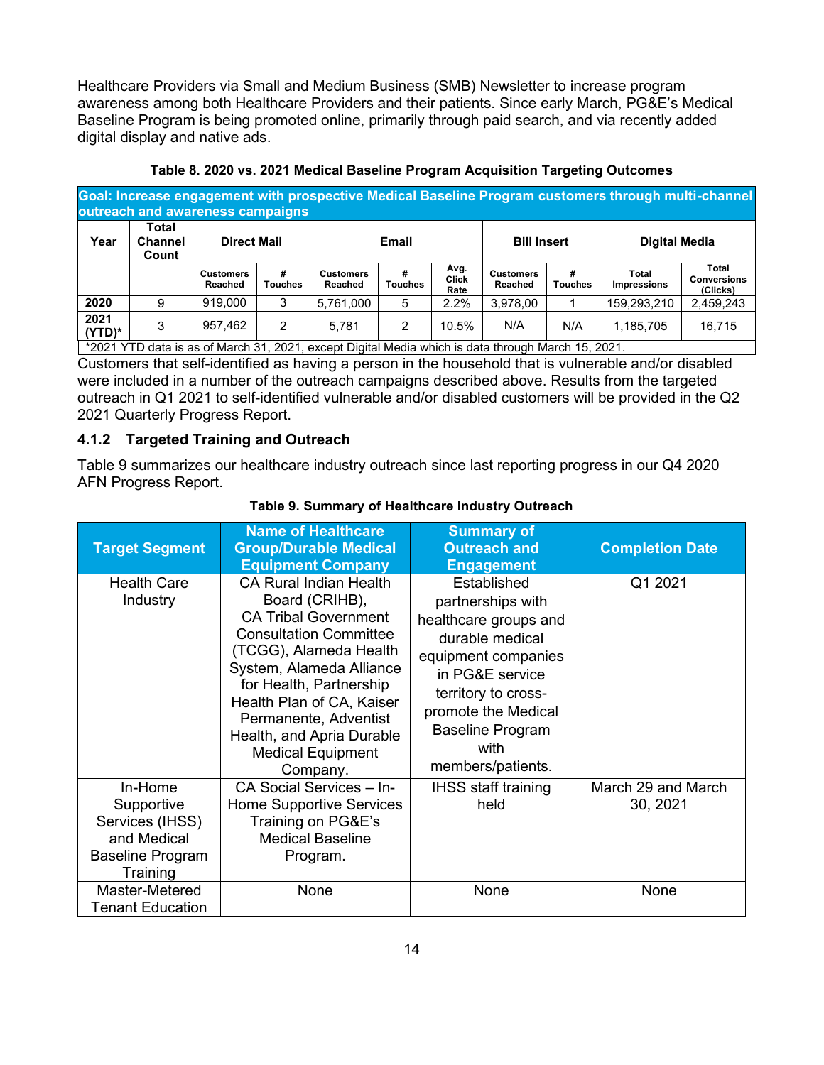Healthcare Providers via Small and Medium Business (SMB) Newsletter to increase program awareness among both Healthcare Providers and their patients. Since early March, PG&E's Medical Baseline Program is being promoted online, primarily through paid search, and via recently added digital display and native ads.

**Table 8. 2020 vs. 2021 Medical Baseline Program Acquisition Targeting Outcomes**

| Goal: Increase engagement with prospective Medical Baseline Program customers through multi-channel outreach and awareness campaigns | | | | | | | | | | |
|---|---|---|---|---|---|---|---|---|---|---|
| Year | Total Channel Count | Direct Mail | | Email | | | Bill Insert | | Digital Media | |
| | | Customers Reached | # Touches | Customers Reached | # Touches | Avg. Click Rate | Customers Reached | # Touches | Total Impressions | Total Conversions (Clicks) |
| 2020 | 9 | 919,000 | 3 | 5,761,000 | 5 | 2.2% | 3,978,00 | 1 | 159,293,210 | 2,459,243 |
| 2021 (YTD)* | 3 | 957,462 | 2 | 5,781 | 2 | 10.5% | N/A | N/A | 1,185,705 | 16,715 |
| *2021 YTD data is as of March 31, 2021, except Digital Media which is data through March 15, 2021. | | | | | | | | | | |

Customers that self-identified as having a person in the household that is vulnerable and/or disabled were included in a number of the outreach campaigns described above. Results from the targeted outreach in Q1 2021 to self-identified vulnerable and/or disabled customers will be provided in the Q2 2021 Quarterly Progress Report.

### 4.1.2 Targeted Training and Outreach

Table 9 summarizes our healthcare industry outreach since last reporting progress in our Q4 2020 AFN Progress Report.

**Table 9. Summary of Healthcare Industry Outreach**

| Target Segment | Name of Healthcare Group/Durable Medical Equipment Company | Summary of Outreach and Engagement | Completion Date |
|---|---|---|---|
| Health Care Industry | CA Rural Indian Health Board (CRIHB), CA Tribal Government Consultation Committee (TCGG), Alameda Health System, Alameda Alliance for Health, Partnership Health Plan of CA, Kaiser Permanente, Adventist Health, and Apria Durable Medical Equipment Company. | Established partnerships with healthcare groups and durable medical equipment companies in PG&E service territory to cross-promote the Medical Baseline Program with members/patients. | Q1 2021 |
| In-Home Supportive Services (IHSS) and Medical Baseline Program Training | CA Social Services – In-Home Supportive Services Training on PG&E's Medical Baseline Program. | IHSS staff training held | March 29 and March 30, 2021 |
| Master-Metered Tenant Education | None | None | None |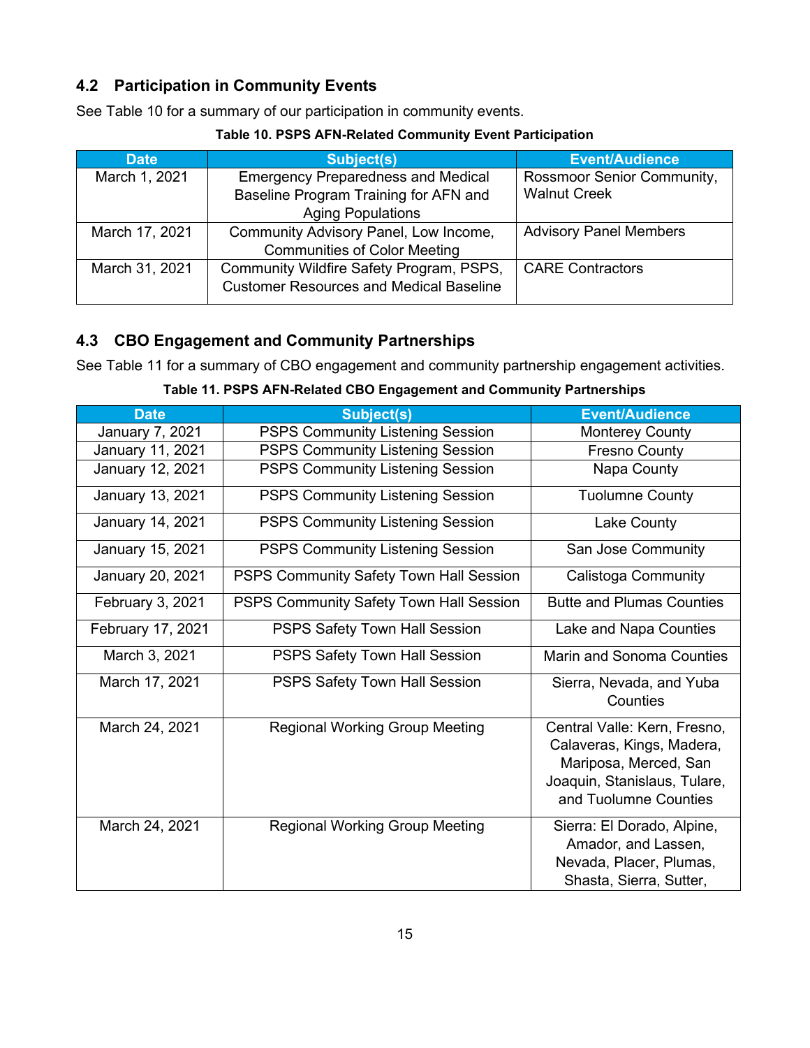## 4.2 Participation in Community Events

See Table 10 for a summary of our participation in community events.

**Table 10. PSPS AFN-Related Community Event Participation**

| Date | Subject(s) | Event/Audience |
|---|---|---|
| March 1, 2021 | Emergency Preparedness and Medical Baseline Program Training for AFN and Aging Populations | Rossmoor Senior Community, Walnut Creek |
| March 17, 2021 | Community Advisory Panel, Low Income, Communities of Color Meeting | Advisory Panel Members |
| March 31, 2021 | Community Wildfire Safety Program, PSPS, Customer Resources and Medical Baseline | CARE Contractors |

## 4.3 CBO Engagement and Community Partnerships

See Table 11 for a summary of CBO engagement and community partnership engagement activities.

**Table 11. PSPS AFN-Related CBO Engagement and Community Partnerships**

| Date | Subject(s) | Event/Audience |
|---|---|---|
| January 7, 2021 | PSPS Community Listening Session | Monterey County |
| January 11, 2021 | PSPS Community Listening Session | Fresno County |
| January 12, 2021 | PSPS Community Listening Session | Napa County |
| January 13, 2021 | PSPS Community Listening Session | Tuolumne County |
| January 14, 2021 | PSPS Community Listening Session | Lake County |
| January 15, 2021 | PSPS Community Listening Session | San Jose Community |
| January 20, 2021 | PSPS Community Safety Town Hall Session | Calistoga Community |
| February 3, 2021 | PSPS Community Safety Town Hall Session | Butte and Plumas Counties |
| February 17, 2021 | PSPS Safety Town Hall Session | Lake and Napa Counties |
| March 3, 2021 | PSPS Safety Town Hall Session | Marin and Sonoma Counties |
| March 17, 2021 | PSPS Safety Town Hall Session | Sierra, Nevada, and Yuba Counties |
| March 24, 2021 | Regional Working Group Meeting | Central Valle: Kern, Fresno, Calaveras, Kings, Madera, Mariposa, Merced, San Joaquin, Stanislaus, Tulare, and Tuolumne Counties |
| March 24, 2021 | Regional Working Group Meeting | Sierra: El Dorado, Alpine, Amador, and Lassen, Nevada, Placer, Plumas, Shasta, Sierra, Sutter, |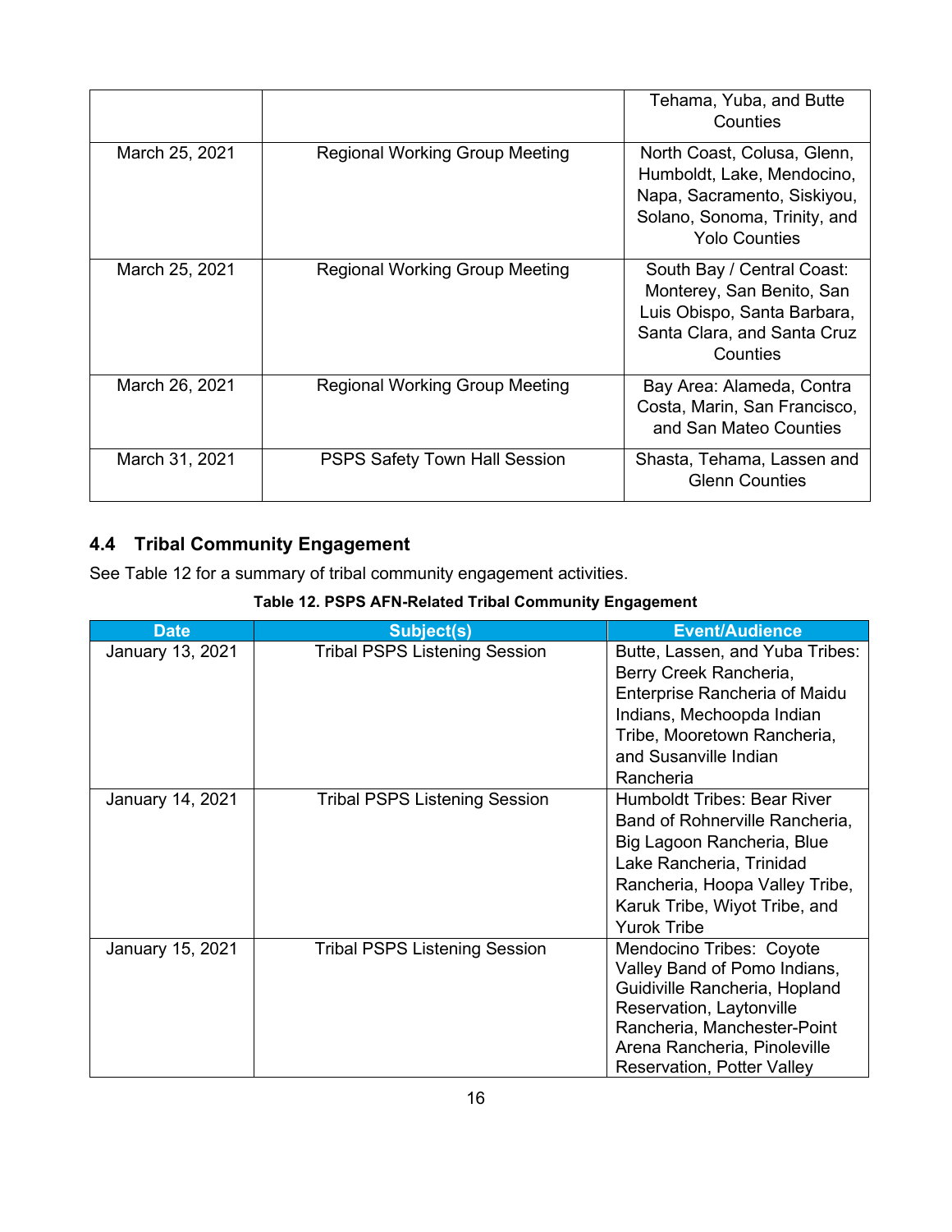|  |  | Tehama, Yuba, and Butte Counties |
|---|---|---|
| March 25, 2021 | Regional Working Group Meeting | North Coast, Colusa, Glenn, Humboldt, Lake, Mendocino, Napa, Sacramento, Siskiyou, Solano, Sonoma, Trinity, and Yolo Counties |
| March 25, 2021 | Regional Working Group Meeting | South Bay / Central Coast: Monterey, San Benito, San Luis Obispo, Santa Barbara, Santa Clara, and Santa Cruz Counties |
| March 26, 2021 | Regional Working Group Meeting | Bay Area: Alameda, Contra Costa, Marin, San Francisco, and San Mateo Counties |
| March 31, 2021 | PSPS Safety Town Hall Session | Shasta, Tehama, Lassen and Glenn Counties |

## 4.4 Tribal Community Engagement

See Table 12 for a summary of tribal community engagement activities.

**Table 12. PSPS AFN-Related Tribal Community Engagement**

| Date | Subject(s) | Event/Audience |
|---|---|---|
| January 13, 2021 | Tribal PSPS Listening Session | Butte, Lassen, and Yuba Tribes: Berry Creek Rancheria, Enterprise Rancheria of Maidu Indians, Mechoopda Indian Tribe, Mooretown Rancheria, and Susanville Indian Rancheria |
| January 14, 2021 | Tribal PSPS Listening Session | Humboldt Tribes: Bear River Band of Rohnerville Rancheria, Big Lagoon Rancheria, Blue Lake Rancheria, Trinidad Rancheria, Hoopa Valley Tribe, Karuk Tribe, Wiyot Tribe, and Yurok Tribe |
| January 15, 2021 | Tribal PSPS Listening Session | Mendocino Tribes: Coyote Valley Band of Pomo Indians, Guidiville Rancheria, Hopland Reservation, Laytonville Rancheria, Manchester-Point Arena Rancheria, Pinoleville Reservation, Potter Valley |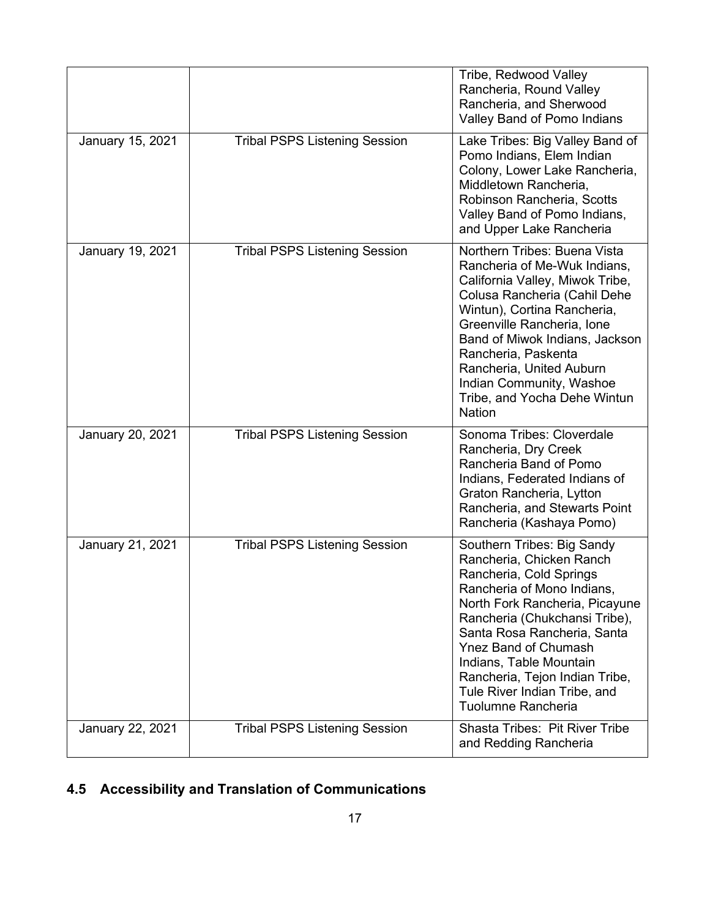| | | |
|---|---|---|
| | | Tribe, Redwood Valley Rancheria, Round Valley Rancheria, and Sherwood Valley Band of Pomo Indians |
| January 15, 2021 | Tribal PSPS Listening Session | Lake Tribes: Big Valley Band of Pomo Indians, Elem Indian Colony, Lower Lake Rancheria, Middletown Rancheria, Robinson Rancheria, Scotts Valley Band of Pomo Indians, and Upper Lake Rancheria |
| January 19, 2021 | Tribal PSPS Listening Session | Northern Tribes: Buena Vista Rancheria of Me-Wuk Indians, California Valley, Miwok Tribe, Colusa Rancheria (Cahil Dehe Wintun), Cortina Rancheria, Greenville Rancheria, Ione Band of Miwok Indians, Jackson Rancheria, Paskenta Rancheria, United Auburn Indian Community, Washoe Tribe, and Yocha Dehe Wintun Nation |
| January 20, 2021 | Tribal PSPS Listening Session | Sonoma Tribes: Cloverdale Rancheria, Dry Creek Rancheria Band of Pomo Indians, Federated Indians of Graton Rancheria, Lytton Rancheria, and Stewarts Point Rancheria (Kashaya Pomo) |
| January 21, 2021 | Tribal PSPS Listening Session | Southern Tribes: Big Sandy Rancheria, Chicken Ranch Rancheria, Cold Springs Rancheria of Mono Indians, North Fork Rancheria, Picayune Rancheria (Chukchansi Tribe), Santa Rosa Rancheria, Santa Ynez Band of Chumash Indians, Table Mountain Rancheria, Tejon Indian Tribe, Tule River Indian Tribe, and Tuolumne Rancheria |
| January 22, 2021 | Tribal PSPS Listening Session | Shasta Tribes: Pit River Tribe and Redding Rancheria |

## 4.5 Accessibility and Translation of Communications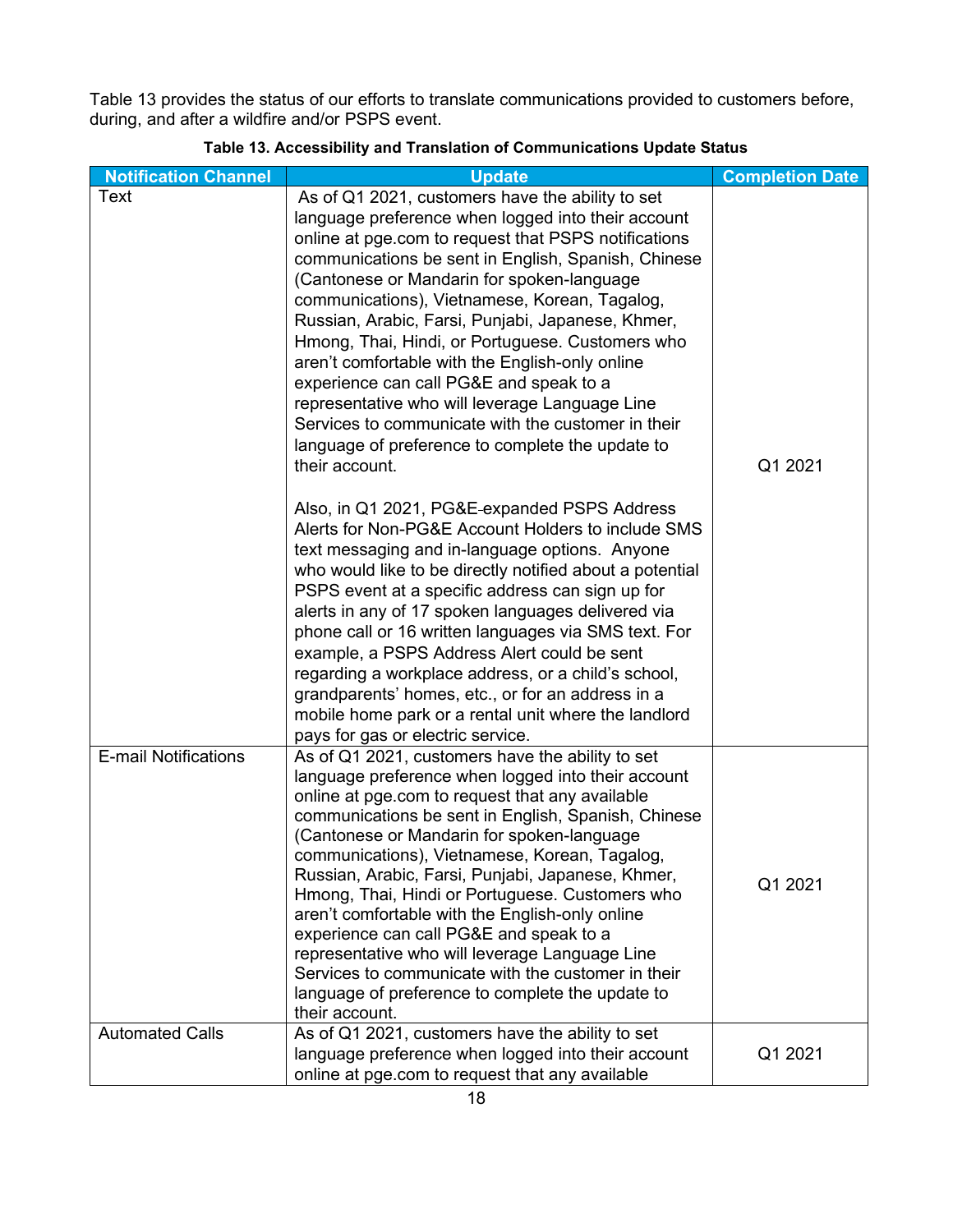Table 13 provides the status of our efforts to translate communications provided to customers before, during, and after a wildfire and/or PSPS event.

**Table 13. Accessibility and Translation of Communications Update Status**

| Notification Channel | Update | Completion Date |
|---|---|---|
| Text | As of Q1 2021, customers have the ability to set language preference when logged into their account online at pge.com to request that PSPS notifications communications be sent in English, Spanish, Chinese (Cantonese or Mandarin for spoken-language communications), Vietnamese, Korean, Tagalog, Russian, Arabic, Farsi, Punjabi, Japanese, Khmer, Hmong, Thai, Hindi, or Portuguese. Customers who aren't comfortable with the English-only online experience can call PG&E and speak to a representative who will leverage Language Line Services to communicate with the customer in their language of preference to complete the update to their account.<br><br>Also, in Q1 2021, PG&E expanded PSPS Address Alerts for Non-PG&E Account Holders to include SMS text messaging and in-language options. Anyone who would like to be directly notified about a potential PSPS event at a specific address can sign up for alerts in any of 17 spoken languages delivered via phone call or 16 written languages via SMS text. For example, a PSPS Address Alert could be sent regarding a workplace address, or a child's school, grandparents' homes, etc., or for an address in a mobile home park or a rental unit where the landlord pays for gas or electric service. | Q1 2021 |
| E-mail Notifications | As of Q1 2021, customers have the ability to set language preference when logged into their account online at pge.com to request that any available communications be sent in English, Spanish, Chinese (Cantonese or Mandarin for spoken-language communications), Vietnamese, Korean, Tagalog, Russian, Arabic, Farsi, Punjabi, Japanese, Khmer, Hmong, Thai, Hindi or Portuguese. Customers who aren't comfortable with the English-only online experience can call PG&E and speak to a representative who will leverage Language Line Services to communicate with the customer in their language of preference to complete the update to their account. | Q1 2021 |
| Automated Calls | As of Q1 2021, customers have the ability to set language preference when logged into their account online at pge.com to request that any available | Q1 2021 |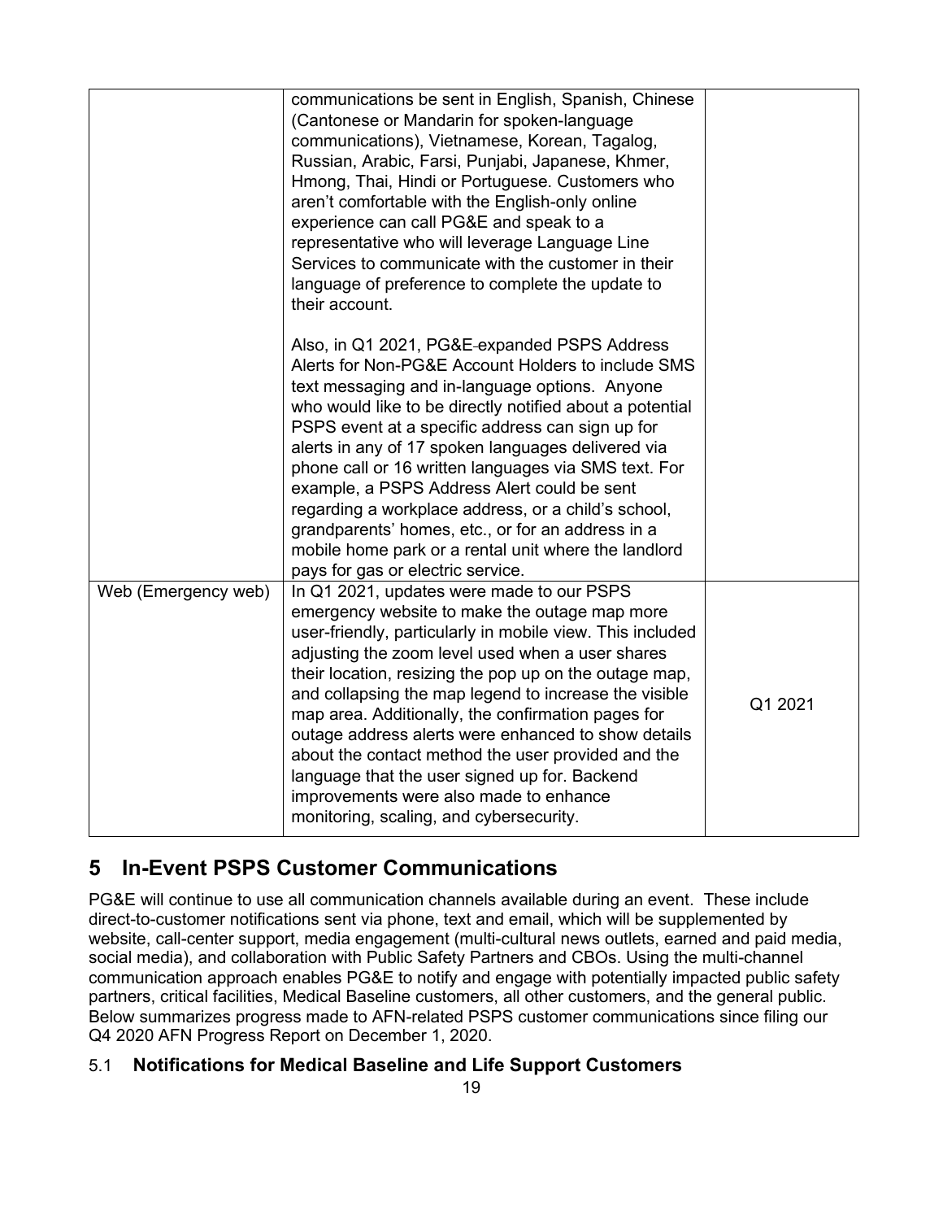| | | |
|---|---|---|
| | communications be sent in English, Spanish, Chinese (Cantonese or Mandarin for spoken-language communications), Vietnamese, Korean, Tagalog, Russian, Arabic, Farsi, Punjabi, Japanese, Khmer, Hmong, Thai, Hindi or Portuguese. Customers who aren't comfortable with the English-only online experience can call PG&E and speak to a representative who will leverage Language Line Services to communicate with the customer in their language of preference to complete the update to their account.<br><br>Also, in Q1 2021, PG&E expanded PSPS Address Alerts for Non-PG&E Account Holders to include SMS text messaging and in-language options. Anyone who would like to be directly notified about a potential PSPS event at a specific address can sign up for alerts in any of 17 spoken languages delivered via phone call or 16 written languages via SMS text. For example, a PSPS Address Alert could be sent regarding a workplace address, or a child's school, grandparents' homes, etc., or for an address in a mobile home park or a rental unit where the landlord pays for gas or electric service. | |
| Web (Emergency web) | In Q1 2021, updates were made to our PSPS emergency website to make the outage map more user-friendly, particularly in mobile view. This included adjusting the zoom level used when a user shares their location, resizing the pop up on the outage map, and collapsing the map legend to increase the visible map area. Additionally, the confirmation pages for outage address alerts were enhanced to show details about the contact method the user provided and the language that the user signed up for. Backend improvements were also made to enhance monitoring, scaling, and cybersecurity. | Q1 2021 |

# 5 In-Event PSPS Customer Communications

PG&E will continue to use all communication channels available during an event. These include direct-to-customer notifications sent via phone, text and email, which will be supplemented by website, call-center support, media engagement (multi-cultural news outlets, earned and paid media, social media), and collaboration with Public Safety Partners and CBOs. Using the multi-channel communication approach enables PG&E to notify and engage with potentially impacted public safety partners, critical facilities, Medical Baseline customers, all other customers, and the general public. Below summarizes progress made to AFN-related PSPS customer communications since filing our Q4 2020 AFN Progress Report on December 1, 2020.

## 5.1 Notifications for Medical Baseline and Life Support Customers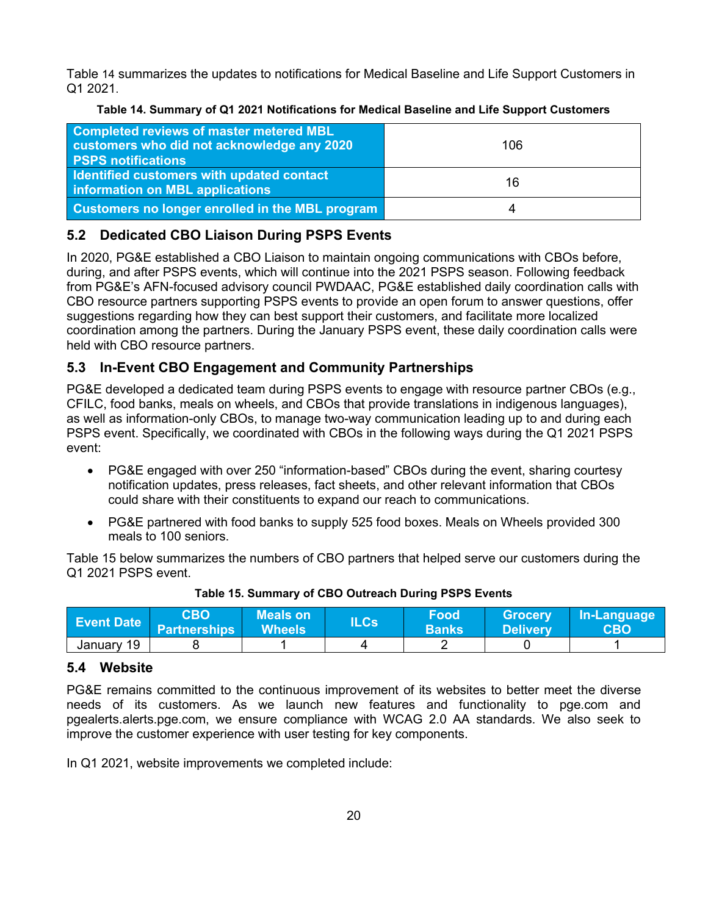Table 14 summarizes the updates to notifications for Medical Baseline and Life Support Customers in Q1 2021.

**Table 14. Summary of Q1 2021 Notifications for Medical Baseline and Life Support Customers**

| | |
|---|---|
| **Completed reviews of master metered MBL customers who did not acknowledge any 2020 PSPS notifications** | 106 |
| **Identified customers with updated contact information on MBL applications** | 16 |
| **Customers no longer enrolled in the MBL program** | 4 |

## 5.2 Dedicated CBO Liaison During PSPS Events

In 2020, PG&E established a CBO Liaison to maintain ongoing communications with CBOs before, during, and after PSPS events, which will continue into the 2021 PSPS season. Following feedback from PG&E's AFN-focused advisory council PWDAAC, PG&E established daily coordination calls with CBO resource partners supporting PSPS events to provide an open forum to answer questions, offer suggestions regarding how they can best support their customers, and facilitate more localized coordination among the partners. During the January PSPS event, these daily coordination calls were held with CBO resource partners.

## 5.3 In-Event CBO Engagement and Community Partnerships

PG&E developed a dedicated team during PSPS events to engage with resource partner CBOs (e.g., CFILC, food banks, meals on wheels, and CBOs that provide translations in indigenous languages), as well as information-only CBOs, to manage two-way communication leading up to and during each PSPS event. Specifically, we coordinated with CBOs in the following ways during the Q1 2021 PSPS event:

- PG&E engaged with over 250 "information-based" CBOs during the event, sharing courtesy notification updates, press releases, fact sheets, and other relevant information that CBOs could share with their constituents to expand our reach to communications.
- PG&E partnered with food banks to supply 525 food boxes. Meals on Wheels provided 300 meals to 100 seniors.

Table 15 below summarizes the numbers of CBO partners that helped serve our customers during the Q1 2021 PSPS event.

**Table 15. Summary of CBO Outreach During PSPS Events**

| Event Date | CBO Partnerships | Meals on Wheels | ILCs | Food Banks | Grocery Delivery | In-Language CBO |
|---|---|---|---|---|---|---|
| January 19 | 8 | 1 | 4 | 2 | 0 | 1 |

## 5.4 Website

PG&E remains committed to the continuous improvement of its websites to better meet the diverse needs of its customers. As we launch new features and functionality to pge.com and pgealerts.alerts.pge.com, we ensure compliance with WCAG 2.0 AA standards. We also seek to improve the customer experience with user testing for key components.

In Q1 2021, website improvements we completed include: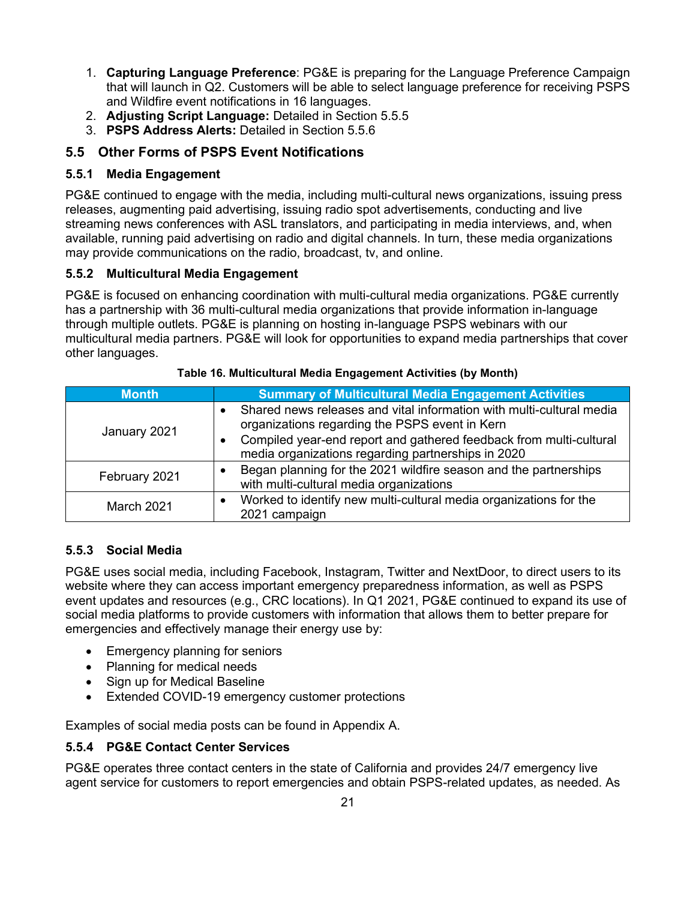1. **Capturing Language Preference**: PG&E is preparing for the Language Preference Campaign that will launch in Q2. Customers will be able to select language preference for receiving PSPS and Wildfire event notifications in 16 languages.
2. **Adjusting Script Language:** Detailed in Section 5.5.5
3. **PSPS Address Alerts:** Detailed in Section 5.5.6

## 5.5 Other Forms of PSPS Event Notifications

### 5.5.1 Media Engagement

PG&E continued to engage with the media, including multi-cultural news organizations, issuing press releases, augmenting paid advertising, issuing radio spot advertisements, conducting and live streaming news conferences with ASL translators, and participating in media interviews, and, when available, running paid advertising on radio and digital channels. In turn, these media organizations may provide communications on the radio, broadcast, tv, and online.

### 5.5.2 Multicultural Media Engagement

PG&E is focused on enhancing coordination with multi-cultural media organizations. PG&E currently has a partnership with 36 multi-cultural media organizations that provide information in-language through multiple outlets. PG&E is planning on hosting in-language PSPS webinars with our multicultural media partners. PG&E will look for opportunities to expand media partnerships that cover other languages.

**Table 16. Multicultural Media Engagement Activities (by Month)**

| Month | Summary of Multicultural Media Engagement Activities |
|---|---|
| January 2021 | • Shared news releases and vital information with multi-cultural media organizations regarding the PSPS event in Kern<br>• Compiled year-end report and gathered feedback from multi-cultural media organizations regarding partnerships in 2020 |
| February 2021 | • Began planning for the 2021 wildfire season and the partnerships with multi-cultural media organizations |
| March 2021 | • Worked to identify new multi-cultural media organizations for the 2021 campaign |

### 5.5.3 Social Media

PG&E uses social media, including Facebook, Instagram, Twitter and NextDoor, to direct users to its website where they can access important emergency preparedness information, as well as PSPS event updates and resources (e.g., CRC locations). In Q1 2021, PG&E continued to expand its use of social media platforms to provide customers with information that allows them to better prepare for emergencies and effectively manage their energy use by:

- Emergency planning for seniors
- Planning for medical needs
- Sign up for Medical Baseline
- Extended COVID-19 emergency customer protections

Examples of social media posts can be found in Appendix A.

### 5.5.4 PG&E Contact Center Services

PG&E operates three contact centers in the state of California and provides 24/7 emergency live agent service for customers to report emergencies and obtain PSPS-related updates, as needed. As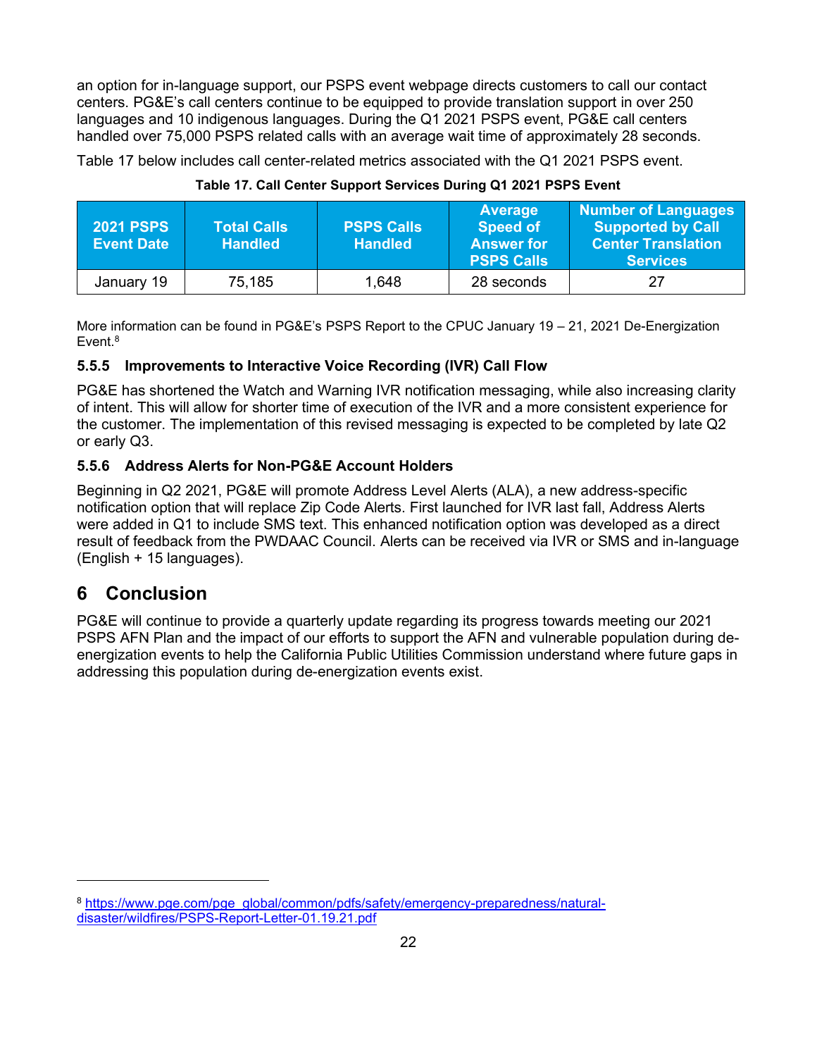an option for in-language support, our PSPS event webpage directs customers to call our contact centers. PG&E's call centers continue to be equipped to provide translation support in over 250 languages and 10 indigenous languages. During the Q1 2021 PSPS event, PG&E call centers handled over 75,000 PSPS related calls with an average wait time of approximately 28 seconds.

Table 17 below includes call center-related metrics associated with the Q1 2021 PSPS event.

**Table 17. Call Center Support Services During Q1 2021 PSPS Event**

| 2021 PSPS Event Date | Total Calls Handled | PSPS Calls Handled | Average Speed of Answer for PSPS Calls | Number of Languages Supported by Call Center Translation Services |
|---|---|---|---|---|
| January 19 | 75,185 | 1,648 | 28 seconds | 27 |

More information can be found in PG&E's PSPS Report to the CPUC January 19 – 21, 2021 De-Energization Event.[8]

### 5.5.5 Improvements to Interactive Voice Recording (IVR) Call Flow

PG&E has shortened the Watch and Warning IVR notification messaging, while also increasing clarity of intent. This will allow for shorter time of execution of the IVR and a more consistent experience for the customer. The implementation of this revised messaging is expected to be completed by late Q2 or early Q3.

### 5.5.6 Address Alerts for Non-PG&E Account Holders

Beginning in Q2 2021, PG&E will promote Address Level Alerts (ALA), a new address-specific notification option that will replace Zip Code Alerts. First launched for IVR last fall, Address Alerts were added in Q1 to include SMS text. This enhanced notification option was developed as a direct result of feedback from the PWDAAC Council. Alerts can be received via IVR or SMS and in-language (English + 15 languages).

# 6 Conclusion

PG&E will continue to provide a quarterly update regarding its progress towards meeting our 2021 PSPS AFN Plan and the impact of our efforts to support the AFN and vulnerable population during de-energization events to help the California Public Utilities Commission understand where future gaps in addressing this population during de-energization events exist.

---

[8] https://www.pge.com/pge_global/common/pdfs/safety/emergency-preparedness/natural-disaster/wildfires/PSPS-Report-Letter-01.19.21.pdf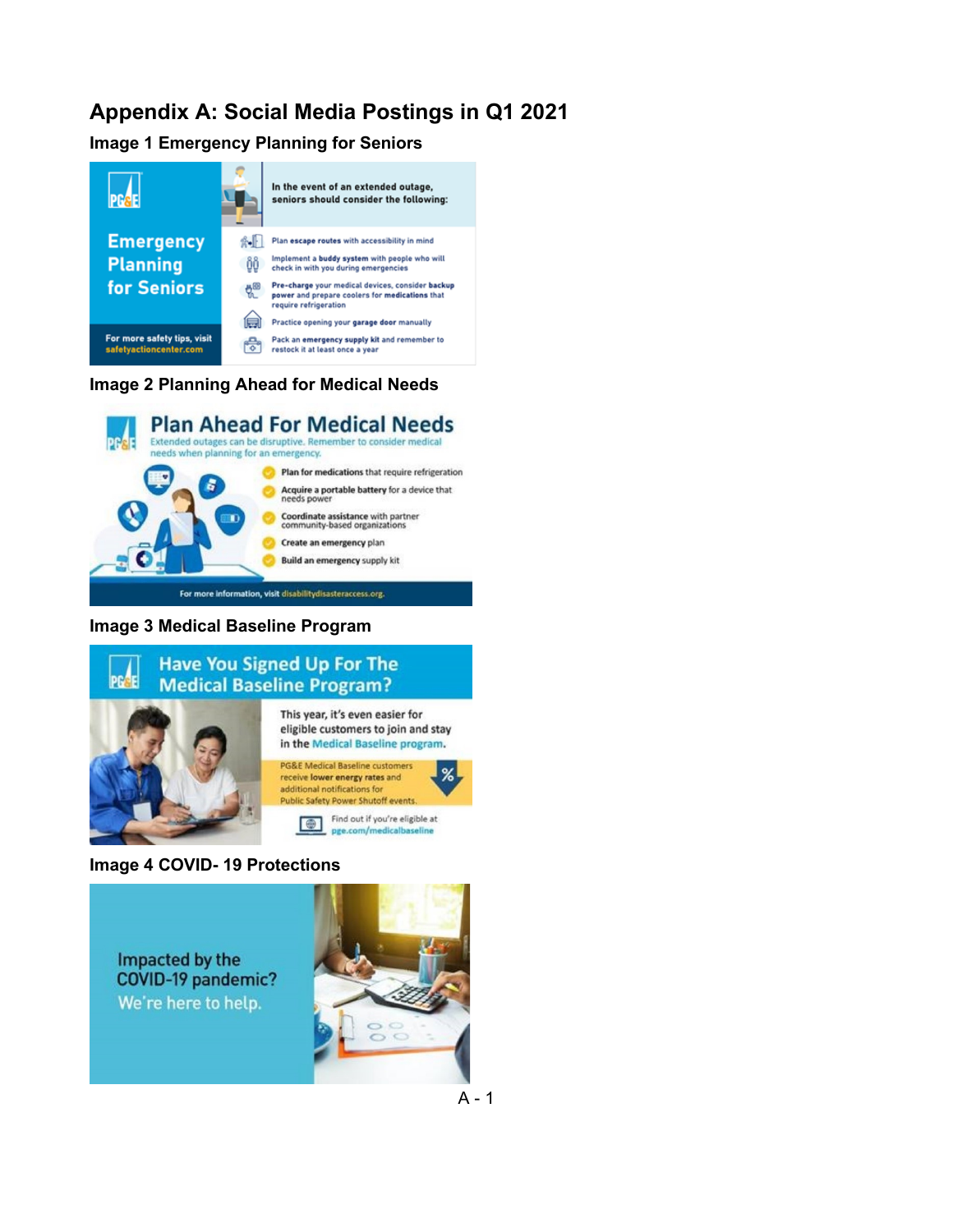# Appendix A: Social Media Postings in Q1 2021

## Image 1 Emergency Planning for Seniors

Emergency Planning for Seniors

For more safety tips, visit safetyactioncenter.com

In the event of an extended outage, seniors should consider the following:

- Plan escape routes with accessibility in mind
- Implement a buddy system with people who will check in with you during emergencies
- Pre-charge your medical devices, consider backup power and prepare coolers for medications that require refrigeration
- Practice opening your garage door manually
- Pack an emergency supply kit and remember to restock it at least once a year

## Image 2 Planning Ahead for Medical Needs

Plan Ahead For Medical Needs

Extended outages can be disruptive. Remember to consider medical needs when planning for an emergency.

- Plan for medications that require refrigeration
- Acquire a portable battery for a device that needs power
- Coordinate assistance with partner community-based organizations
- Create an emergency plan
- Build an emergency supply kit

For more information, visit disabilitydisasteraccess.org.

## Image 3 Medical Baseline Program

Have You Signed Up For The Medical Baseline Program?

This year, it's even easier for eligible customers to join and stay in the Medical Baseline program.

PG&E Medical Baseline customers receive lower energy rates and additional notifications for Public Safety Power Shutoff events.

Find out if you're eligible at pge.com/medicalbaseline

## Image 4 COVID- 19 Protections

Impacted by the COVID-19 pandemic?
We're here to help.